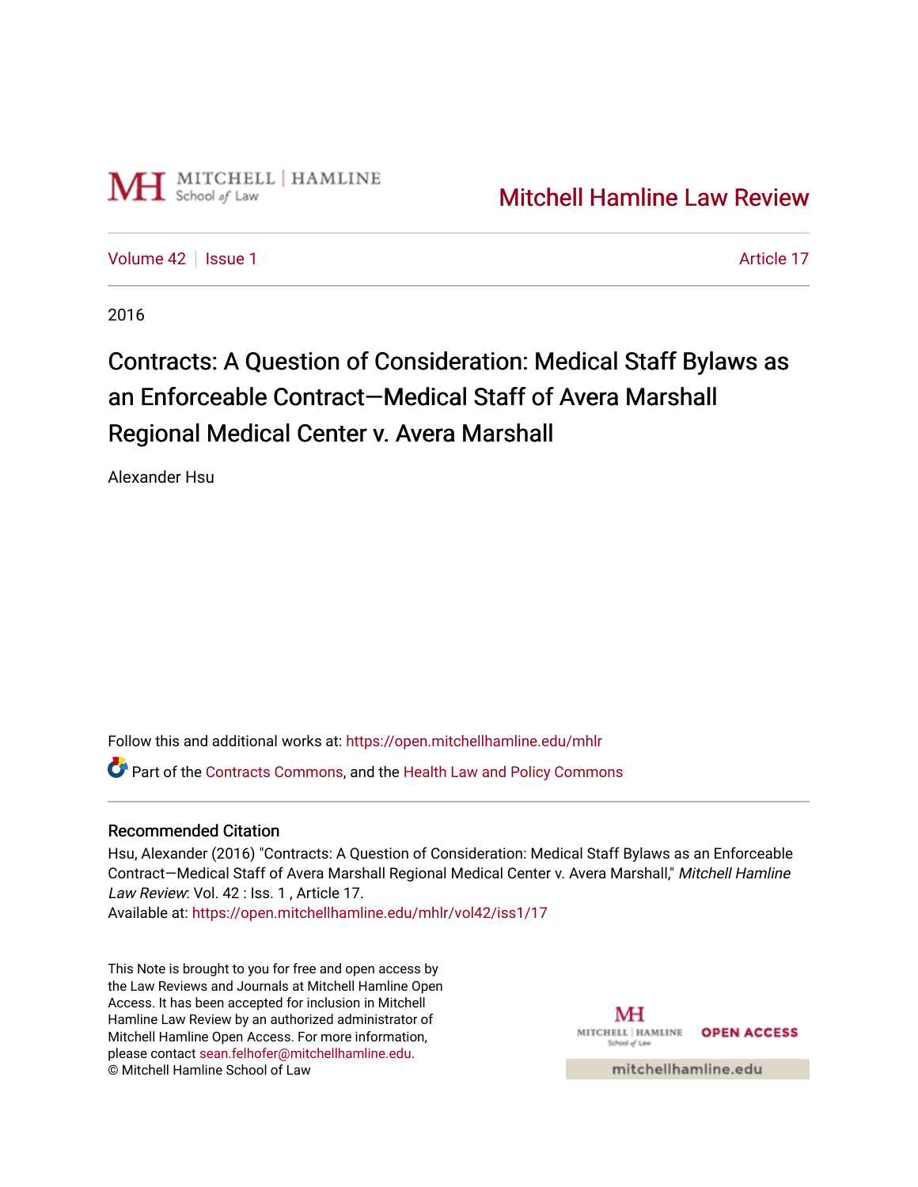Mitchell Hamline Law Review

Volume 42 | Issue 1 | Article 17

2016

# Contracts: A Question of Consideration: Medical Staff Bylaws as an Enforceable Contract—Medical Staff of Avera Marshall Regional Medical Center v. Avera Marshall

Alexander Hsu

Follow this and additional works at: https://open.mitchellhamline.edu/mhlr

Part of the Contracts Commons, and the Health Law and Policy Commons

## Recommended Citation

Hsu, Alexander (2016) "Contracts: A Question of Consideration: Medical Staff Bylaws as an Enforceable Contract—Medical Staff of Avera Marshall Regional Medical Center v. Avera Marshall," *Mitchell Hamline Law Review*: Vol. 42 : Iss. 1 , Article 17.
Available at: https://open.mitchellhamline.edu/mhlr/vol42/iss1/17

This Note is brought to you for free and open access by the Law Reviews and Journals at Mitchell Hamline Open Access. It has been accepted for inclusion in Mitchell Hamline Law Review by an authorized administrator of Mitchell Hamline Open Access. For more information, please contact sean.felhofer@mitchellhamline.edu.
© Mitchell Hamline School of Law

OPEN ACCESS

mitchellhamline.edu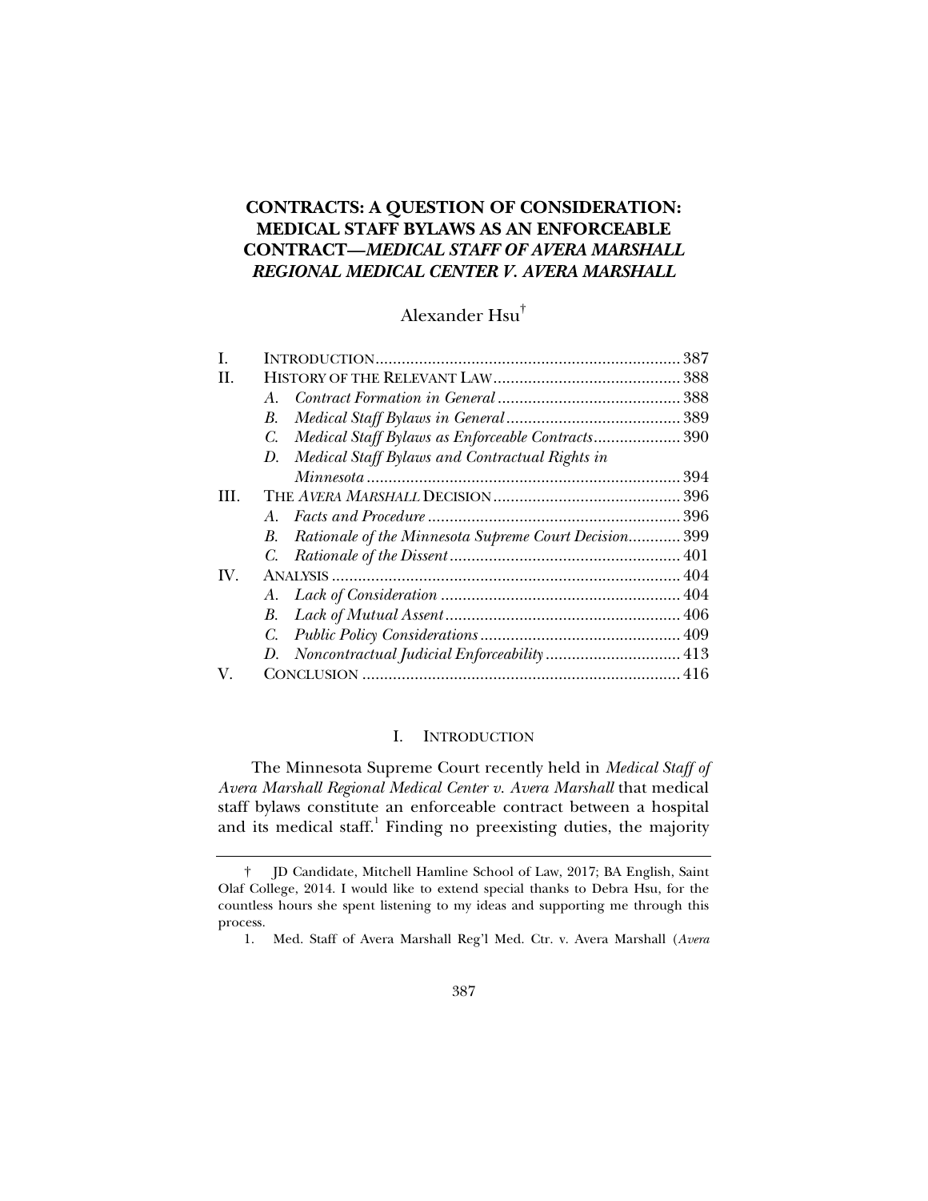# CONTRACTS: A QUESTION OF CONSIDERATION: MEDICAL STAFF BYLAWS AS AN ENFORCEABLE CONTRACT—*MEDICAL STAFF OF AVERA MARSHALL REGIONAL MEDICAL CENTER V. AVERA MARSHALL*

Alexander Hsu[†]

| | | Page |
|---|---|---|
| I. | INTRODUCTION | 387 |
| II. | HISTORY OF THE RELEVANT LAW | 388 |
| | *A. Contract Formation in General* | 388 |
| | *B. Medical Staff Bylaws in General* | 389 |
| | *C. Medical Staff Bylaws as Enforceable Contracts* | 390 |
| | *D. Medical Staff Bylaws and Contractual Rights in Minnesota* | 394 |
| III. | THE *AVERA MARSHALL* DECISION | 396 |
| | *A. Facts and Procedure* | 396 |
| | *B. Rationale of the Minnesota Supreme Court Decision* | 399 |
| | *C. Rationale of the Dissent* | 401 |
| IV. | ANALYSIS | 404 |
| | *A. Lack of Consideration* | 404 |
| | *B. Lack of Mutual Assent* | 406 |
| | *C. Public Policy Considerations* | 409 |
| | *D. Noncontractual Judicial Enforceability* | 413 |
| V. | CONCLUSION | 416 |

## I. INTRODUCTION

The Minnesota Supreme Court recently held in *Medical Staff of Avera Marshall Regional Medical Center v. Avera Marshall* that medical staff bylaws constitute an enforceable contract between a hospital and its medical staff.[1] Finding no preexisting duties, the majority

---

† JD Candidate, Mitchell Hamline School of Law, 2017; BA English, Saint Olaf College, 2014. I would like to extend special thanks to Debra Hsu, for the countless hours she spent listening to my ideas and supporting me through this process.

1. Med. Staff of Avera Marshall Reg'l Med. Ctr. v. Avera Marshall (*Avera*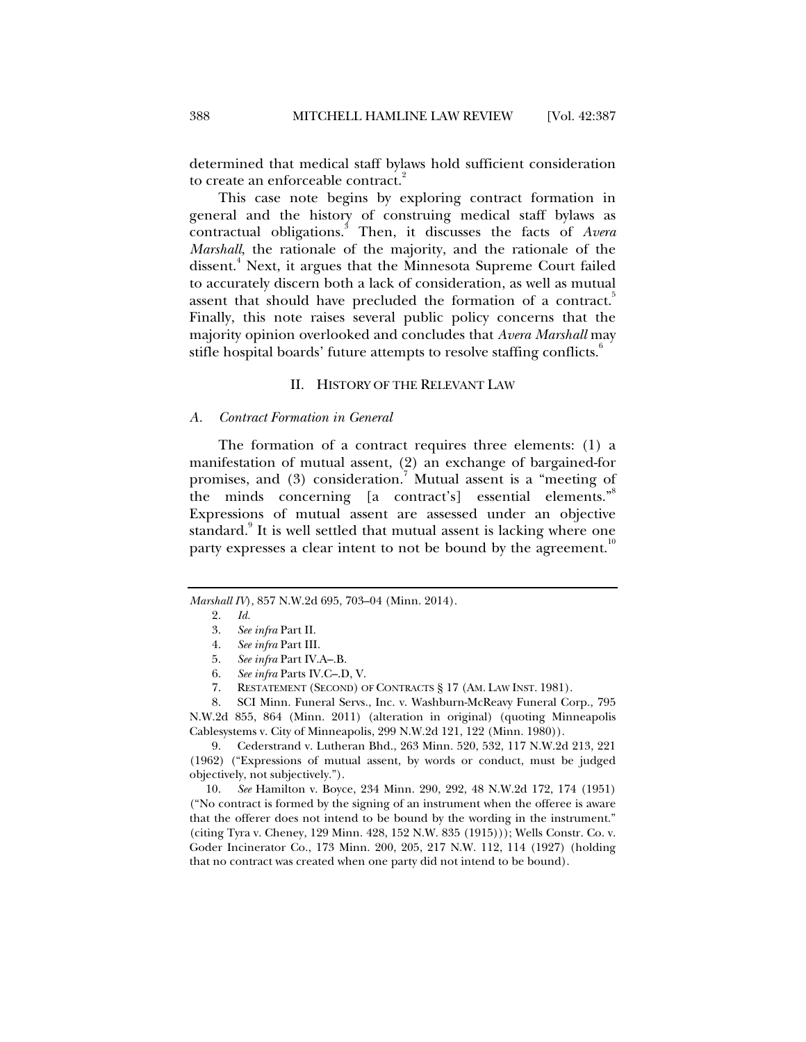determined that medical staff bylaws hold sufficient consideration to create an enforceable contract.[2]

This case note begins by exploring contract formation in general and the history of construing medical staff bylaws as contractual obligations.[3] Then, it discusses the facts of *Avera Marshall*, the rationale of the majority, and the rationale of the dissent.[4] Next, it argues that the Minnesota Supreme Court failed to accurately discern both a lack of consideration, as well as mutual assent that should have precluded the formation of a contract.[5] Finally, this note raises several public policy concerns that the majority opinion overlooked and concludes that *Avera Marshall* may stifle hospital boards' future attempts to resolve staffing conflicts.[6]

## II. HISTORY OF THE RELEVANT LAW

### *A. Contract Formation in General*

The formation of a contract requires three elements: (1) a manifestation of mutual assent, (2) an exchange of bargained-for promises, and (3) consideration.[7] Mutual assent is a "meeting of the minds concerning [a contract's] essential elements."[8] Expressions of mutual assent are assessed under an objective standard.[9] It is well settled that mutual assent is lacking where one party expresses a clear intent to not be bound by the agreement.[10]

---

*Marshall IV*), 857 N.W.2d 695, 703–04 (Minn. 2014).

2. *Id.*

3. *See infra* Part II.

4. *See infra* Part III.

5. *See infra* Part IV.A–.B.

6. *See infra* Parts IV.C–.D, V.

7. RESTATEMENT (SECOND) OF CONTRACTS § 17 (AM. LAW INST. 1981).

8. SCI Minn. Funeral Servs., Inc. v. Washburn-McReavy Funeral Corp., 795 N.W.2d 855, 864 (Minn. 2011) (alteration in original) (quoting Minneapolis Cablesystems v. City of Minneapolis, 299 N.W.2d 121, 122 (Minn. 1980)).

9. Cederstrand v. Lutheran Bhd., 263 Minn. 520, 532, 117 N.W.2d 213, 221 (1962) ("Expressions of mutual assent, by words or conduct, must be judged objectively, not subjectively.").

10. *See* Hamilton v. Boyce, 234 Minn. 290, 292, 48 N.W.2d 172, 174 (1951) ("No contract is formed by the signing of an instrument when the offeree is aware that the offerer does not intend to be bound by the wording in the instrument." (citing Tyra v. Cheney, 129 Minn. 428, 152 N.W. 835 (1915))); Wells Constr. Co. v. Goder Incinerator Co., 173 Minn. 200, 205, 217 N.W. 112, 114 (1927) (holding that no contract was created when one party did not intend to be bound).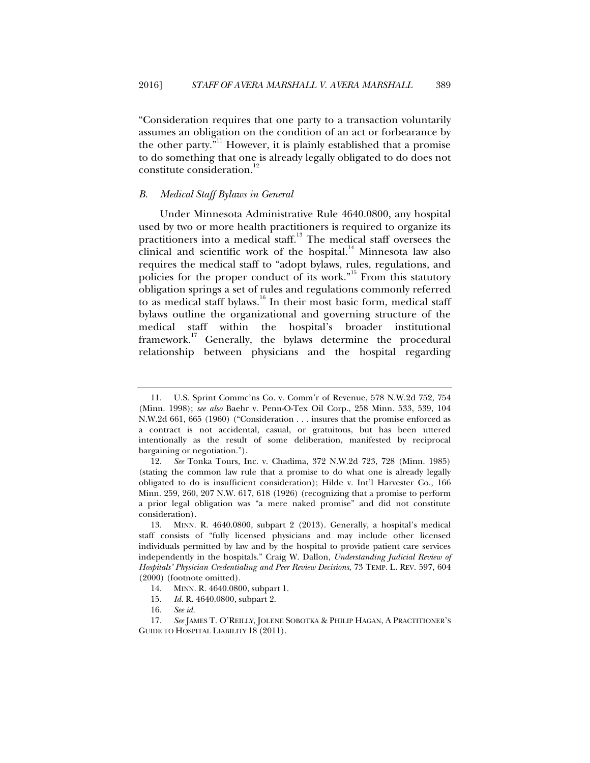"Consideration requires that one party to a transaction voluntarily assumes an obligation on the condition of an act or forbearance by the other party."[11] However, it is plainly established that a promise to do something that one is already legally obligated to do does not constitute consideration.[12]

### *B. Medical Staff Bylaws in General*

Under Minnesota Administrative Rule 4640.0800, any hospital used by two or more health practitioners is required to organize its practitioners into a medical staff.[13] The medical staff oversees the clinical and scientific work of the hospital.[14] Minnesota law also requires the medical staff to "adopt bylaws, rules, regulations, and policies for the proper conduct of its work."[15] From this statutory obligation springs a set of rules and regulations commonly referred to as medical staff bylaws.[16] In their most basic form, medical staff bylaws outline the organizational and governing structure of the medical staff within the hospital's broader institutional framework.[17] Generally, the bylaws determine the procedural relationship between physicians and the hospital regarding

---

11. U.S. Sprint Commc'ns Co. v. Comm'r of Revenue, 578 N.W.2d 752, 754 (Minn. 1998); *see also* Baehr v. Penn-O-Tex Oil Corp., 258 Minn. 533, 539, 104 N.W.2d 661, 665 (1960) ("Consideration . . . insures that the promise enforced as a contract is not accidental, casual, or gratuitous, but has been uttered intentionally as the result of some deliberation, manifested by reciprocal bargaining or negotiation.").

12. *See* Tonka Tours, Inc. v. Chadima, 372 N.W.2d 723, 728 (Minn. 1985) (stating the common law rule that a promise to do what one is already legally obligated to do is insufficient consideration); Hilde v. Int'l Harvester Co., 166 Minn. 259, 260, 207 N.W. 617, 618 (1926) (recognizing that a promise to perform a prior legal obligation was "a mere naked promise" and did not constitute consideration).

13. MINN. R. 4640.0800, subpart 2 (2013). Generally, a hospital's medical staff consists of "fully licensed physicians and may include other licensed individuals permitted by law and by the hospital to provide patient care services independently in the hospitals." Craig W. Dallon, *Understanding Judicial Review of Hospitals' Physician Credentialing and Peer Review Decisions*, 73 TEMP. L. REV. 597, 604 (2000) (footnote omitted).

14. MINN. R. 4640.0800, subpart 1.

15. *Id.* R. 4640.0800, subpart 2.

16. *See id.*

17. *See* JAMES T. O'REILLY, JOLENE SOBOTKA & PHILIP HAGAN, A PRACTITIONER'S GUIDE TO HOSPITAL LIABILITY 18 (2011).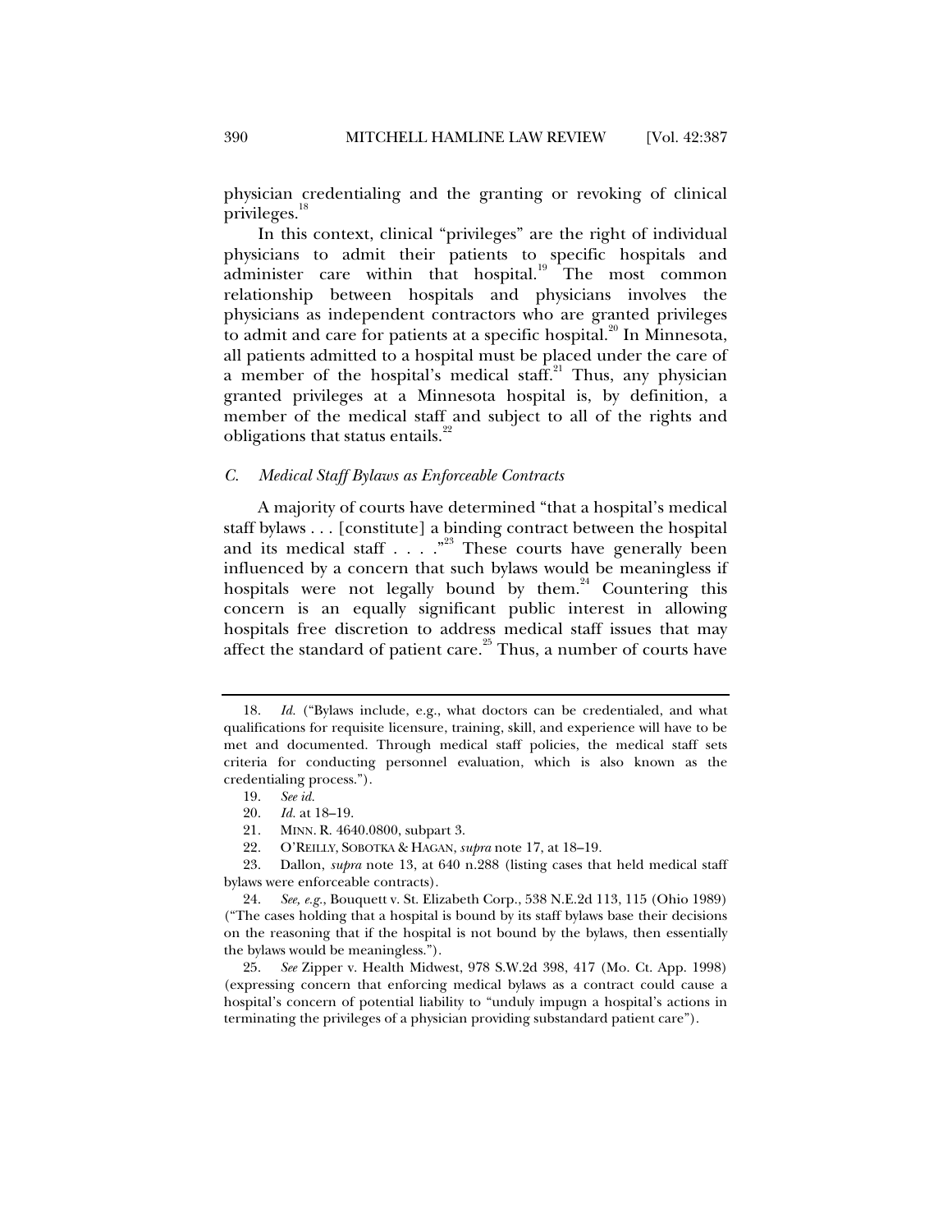physician credentialing and the granting or revoking of clinical privileges.[18]

In this context, clinical "privileges" are the right of individual physicians to admit their patients to specific hospitals and administer care within that hospital.[19] The most common relationship between hospitals and physicians involves the physicians as independent contractors who are granted privileges to admit and care for patients at a specific hospital.[20] In Minnesota, all patients admitted to a hospital must be placed under the care of a member of the hospital's medical staff.[21] Thus, any physician granted privileges at a Minnesota hospital is, by definition, a member of the medical staff and subject to all of the rights and obligations that status entails.[22]

### *C. Medical Staff Bylaws as Enforceable Contracts*

A majority of courts have determined "that a hospital's medical staff bylaws . . . [constitute] a binding contract between the hospital and its medical staff . . . ."[23] These courts have generally been influenced by a concern that such bylaws would be meaningless if hospitals were not legally bound by them.[24] Countering this concern is an equally significant public interest in allowing hospitals free discretion to address medical staff issues that may affect the standard of patient care.[25] Thus, a number of courts have

---

18. *Id.* ("Bylaws include, e.g., what doctors can be credentialed, and what qualifications for requisite licensure, training, skill, and experience will have to be met and documented. Through medical staff policies, the medical staff sets criteria for conducting personnel evaluation, which is also known as the credentialing process.").

19. *See id.*

20. *Id.* at 18–19.

21. MINN. R. 4640.0800, subpart 3.

22. O'REILLY, SOBOTKA & HAGAN, *supra* note 17, at 18–19.

23. Dallon, *supra* note 13, at 640 n.288 (listing cases that held medical staff bylaws were enforceable contracts).

24. *See, e.g.*, Bouquett v. St. Elizabeth Corp., 538 N.E.2d 113, 115 (Ohio 1989) ("The cases holding that a hospital is bound by its staff bylaws base their decisions on the reasoning that if the hospital is not bound by the bylaws, then essentially the bylaws would be meaningless.").

25. *See* Zipper v. Health Midwest, 978 S.W.2d 398, 417 (Mo. Ct. App. 1998) (expressing concern that enforcing medical bylaws as a contract could cause a hospital's concern of potential liability to "unduly impugn a hospital's actions in terminating the privileges of a physician providing substandard patient care").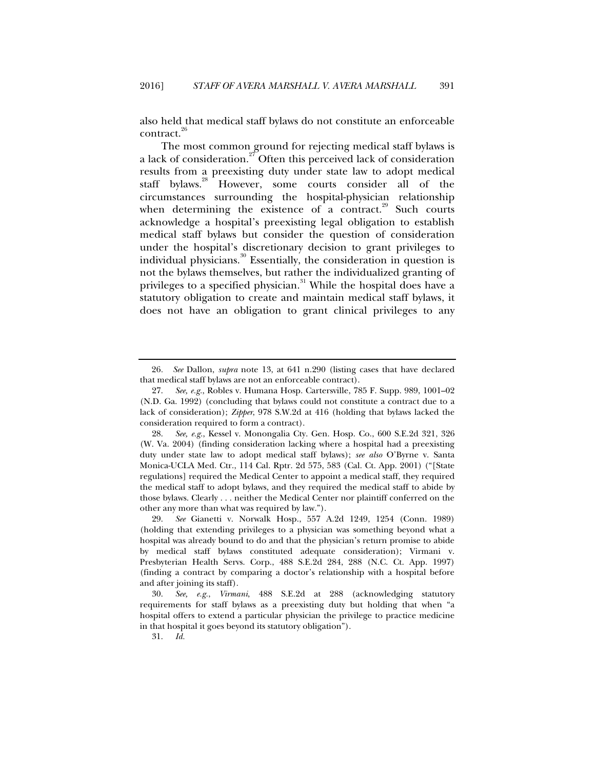also held that medical staff bylaws do not constitute an enforceable contract.[26]

The most common ground for rejecting medical staff bylaws is a lack of consideration.[27] Often this perceived lack of consideration results from a preexisting duty under state law to adopt medical staff bylaws.[28] However, some courts consider all of the circumstances surrounding the hospital-physician relationship when determining the existence of a contract.[29] Such courts acknowledge a hospital's preexisting legal obligation to establish medical staff bylaws but consider the question of consideration under the hospital's discretionary decision to grant privileges to individual physicians.[30] Essentially, the consideration in question is not the bylaws themselves, but rather the individualized granting of privileges to a specified physician.[31] While the hospital does have a statutory obligation to create and maintain medical staff bylaws, it does not have an obligation to grant clinical privileges to any

---

26. *See* Dallon, *supra* note 13, at 641 n.290 (listing cases that have declared that medical staff bylaws are not an enforceable contract).

27. *See, e.g.*, Robles v. Humana Hosp. Cartersville, 785 F. Supp. 989, 1001–02 (N.D. Ga. 1992) (concluding that bylaws could not constitute a contract due to a lack of consideration); *Zipper*, 978 S.W.2d at 416 (holding that bylaws lacked the consideration required to form a contract).

28. *See, e.g.*, Kessel v. Monongalia Cty. Gen. Hosp. Co., 600 S.E.2d 321, 326 (W. Va. 2004) (finding consideration lacking where a hospital had a preexisting duty under state law to adopt medical staff bylaws); *see also* O'Byrne v. Santa Monica-UCLA Med. Ctr., 114 Cal. Rptr. 2d 575, 583 (Cal. Ct. App. 2001) ("[State regulations] required the Medical Center to appoint a medical staff, they required the medical staff to adopt bylaws, and they required the medical staff to abide by those bylaws. Clearly . . . neither the Medical Center nor plaintiff conferred on the other any more than what was required by law.").

29. *See* Gianetti v. Norwalk Hosp., 557 A.2d 1249, 1254 (Conn. 1989) (holding that extending privileges to a physician was something beyond what a hospital was already bound to do and that the physician's return promise to abide by medical staff bylaws constituted adequate consideration); Virmani v. Presbyterian Health Servs. Corp., 488 S.E.2d 284, 288 (N.C. Ct. App. 1997) (finding a contract by comparing a doctor's relationship with a hospital before and after joining its staff).

30. *See, e.g.*, *Virmani*, 488 S.E.2d at 288 (acknowledging statutory requirements for staff bylaws as a preexisting duty but holding that when "a hospital offers to extend a particular physician the privilege to practice medicine in that hospital it goes beyond its statutory obligation").

31. *Id.*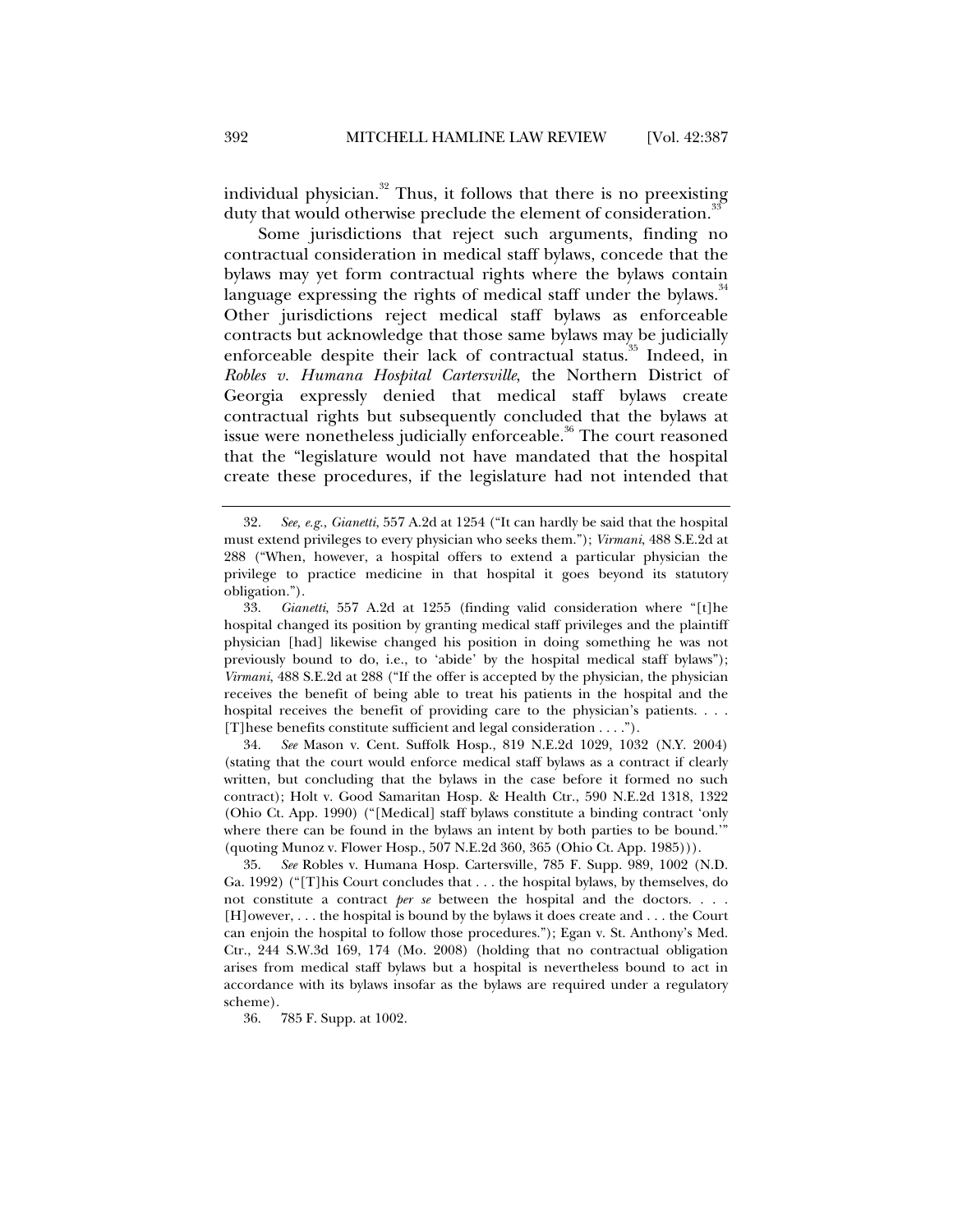individual physician.[32] Thus, it follows that there is no preexisting duty that would otherwise preclude the element of consideration.[33]

Some jurisdictions that reject such arguments, finding no contractual consideration in medical staff bylaws, concede that the bylaws may yet form contractual rights where the bylaws contain language expressing the rights of medical staff under the bylaws.[34] Other jurisdictions reject medical staff bylaws as enforceable contracts but acknowledge that those same bylaws may be judicially enforceable despite their lack of contractual status.[35] Indeed, in *Robles v. Humana Hospital Cartersville*, the Northern District of Georgia expressly denied that medical staff bylaws create contractual rights but subsequently concluded that the bylaws at issue were nonetheless judicially enforceable.[36] The court reasoned that the "legislature would not have mandated that the hospital create these procedures, if the legislature had not intended that

---

32. *See, e.g.*, *Gianetti*, 557 A.2d at 1254 ("It can hardly be said that the hospital must extend privileges to every physician who seeks them."); *Virmani*, 488 S.E.2d at 288 ("When, however, a hospital offers to extend a particular physician the privilege to practice medicine in that hospital it goes beyond its statutory obligation.").

33. *Gianetti*, 557 A.2d at 1255 (finding valid consideration where "[t]he hospital changed its position by granting medical staff privileges and the plaintiff physician [had] likewise changed his position in doing something he was not previously bound to do, i.e., to 'abide' by the hospital medical staff bylaws"); *Virmani*, 488 S.E.2d at 288 ("If the offer is accepted by the physician, the physician receives the benefit of being able to treat his patients in the hospital and the hospital receives the benefit of providing care to the physician's patients. . . . [T]hese benefits constitute sufficient and legal consideration . . . .").

34. *See* Mason v. Cent. Suffolk Hosp., 819 N.E.2d 1029, 1032 (N.Y. 2004) (stating that the court would enforce medical staff bylaws as a contract if clearly written, but concluding that the bylaws in the case before it formed no such contract); Holt v. Good Samaritan Hosp. & Health Ctr., 590 N.E.2d 1318, 1322 (Ohio Ct. App. 1990) ("[Medical] staff bylaws constitute a binding contract 'only where there can be found in the bylaws an intent by both parties to be bound.'" (quoting Munoz v. Flower Hosp., 507 N.E.2d 360, 365 (Ohio Ct. App. 1985))).

35. *See* Robles v. Humana Hosp. Cartersville, 785 F. Supp. 989, 1002 (N.D. Ga. 1992) ("[T]his Court concludes that . . . the hospital bylaws, by themselves, do not constitute a contract *per se* between the hospital and the doctors. . . . [H]owever, . . . the hospital is bound by the bylaws it does create and . . . the Court can enjoin the hospital to follow those procedures."); Egan v. St. Anthony's Med. Ctr., 244 S.W.3d 169, 174 (Mo. 2008) (holding that no contractual obligation arises from medical staff bylaws but a hospital is nevertheless bound to act in accordance with its bylaws insofar as the bylaws are required under a regulatory scheme).

36. 785 F. Supp. at 1002.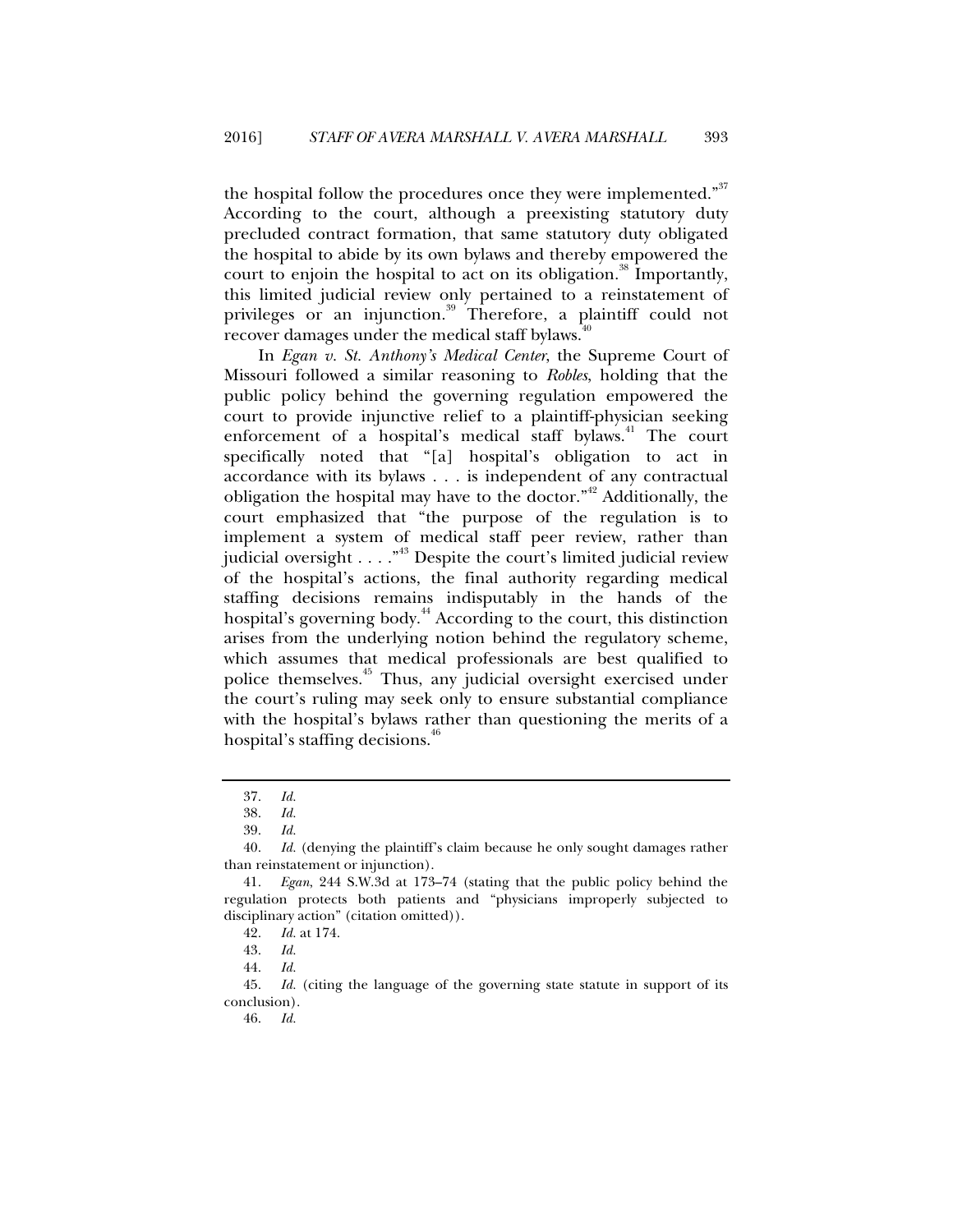the hospital follow the procedures once they were implemented."[37] According to the court, although a preexisting statutory duty precluded contract formation, that same statutory duty obligated the hospital to abide by its own bylaws and thereby empowered the court to enjoin the hospital to act on its obligation.[38] Importantly, this limited judicial review only pertained to a reinstatement of privileges or an injunction.[39] Therefore, a plaintiff could not recover damages under the medical staff bylaws.[40]

In *Egan v. St. Anthony's Medical Center*, the Supreme Court of Missouri followed a similar reasoning to *Robles*, holding that the public policy behind the governing regulation empowered the court to provide injunctive relief to a plaintiff-physician seeking enforcement of a hospital's medical staff bylaws.[41] The court specifically noted that "[a] hospital's obligation to act in accordance with its bylaws . . . is independent of any contractual obligation the hospital may have to the doctor."[42] Additionally, the court emphasized that "the purpose of the regulation is to implement a system of medical staff peer review, rather than judicial oversight . . . ."[43] Despite the court's limited judicial review of the hospital's actions, the final authority regarding medical staffing decisions remains indisputably in the hands of the hospital's governing body.[44] According to the court, this distinction arises from the underlying notion behind the regulatory scheme, which assumes that medical professionals are best qualified to police themselves.[45] Thus, any judicial oversight exercised under the court's ruling may seek only to ensure substantial compliance with the hospital's bylaws rather than questioning the merits of a hospital's staffing decisions.[46]

---

37. *Id.*

38. *Id.*

39. *Id.*

40. *Id.* (denying the plaintiff's claim because he only sought damages rather than reinstatement or injunction).

41. *Egan*, 244 S.W.3d at 173–74 (stating that the public policy behind the regulation protects both patients and "physicians improperly subjected to disciplinary action" (citation omitted)).

42. *Id.* at 174.

43. *Id.*

44. *Id.*

45. *Id.* (citing the language of the governing state statute in support of its conclusion).

46. *Id.*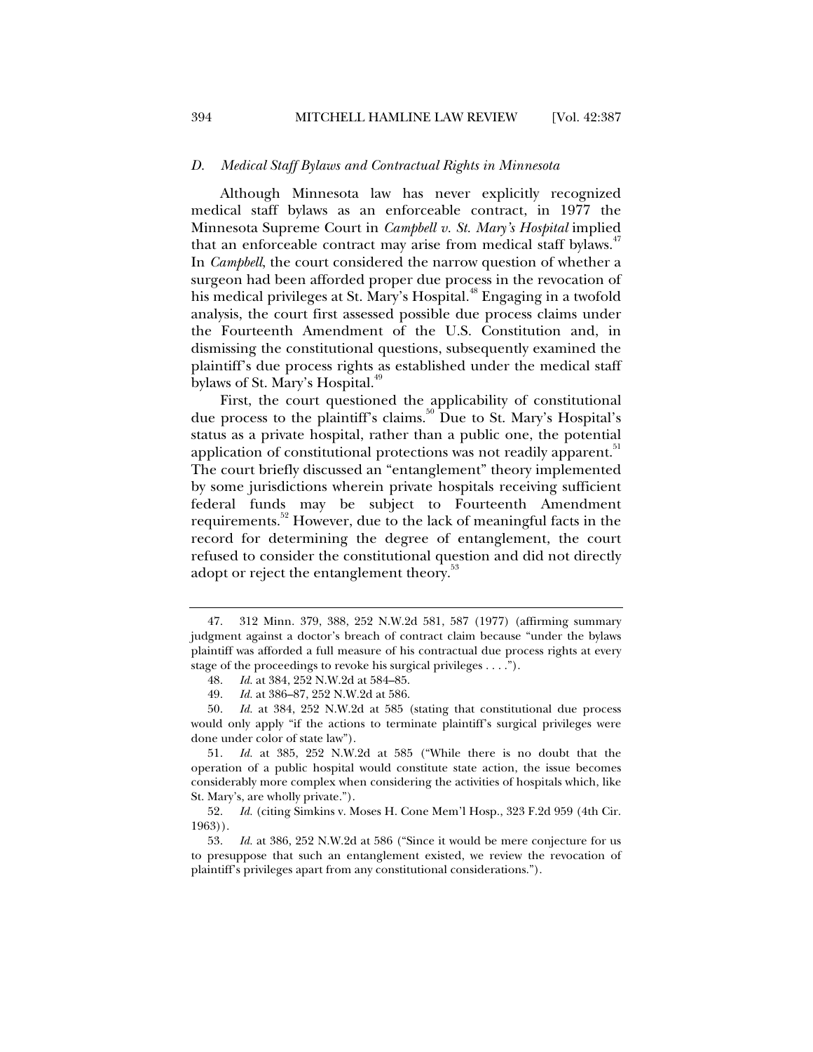### *D. Medical Staff Bylaws and Contractual Rights in Minnesota*

Although Minnesota law has never explicitly recognized medical staff bylaws as an enforceable contract, in 1977 the Minnesota Supreme Court in *Campbell v. St. Mary's Hospital* implied that an enforceable contract may arise from medical staff bylaws.[47] In *Campbell*, the court considered the narrow question of whether a surgeon had been afforded proper due process in the revocation of his medical privileges at St. Mary's Hospital.[48] Engaging in a twofold analysis, the court first assessed possible due process claims under the Fourteenth Amendment of the U.S. Constitution and, in dismissing the constitutional questions, subsequently examined the plaintiff's due process rights as established under the medical staff bylaws of St. Mary's Hospital.[49]

First, the court questioned the applicability of constitutional due process to the plaintiff's claims.[50] Due to St. Mary's Hospital's status as a private hospital, rather than a public one, the potential application of constitutional protections was not readily apparent.[51] The court briefly discussed an "entanglement" theory implemented by some jurisdictions wherein private hospitals receiving sufficient federal funds may be subject to Fourteenth Amendment requirements.[52] However, due to the lack of meaningful facts in the record for determining the degree of entanglement, the court refused to consider the constitutional question and did not directly adopt or reject the entanglement theory.[53]

---

47. 312 Minn. 379, 388, 252 N.W.2d 581, 587 (1977) (affirming summary judgment against a doctor's breach of contract claim because "under the bylaws plaintiff was afforded a full measure of his contractual due process rights at every stage of the proceedings to revoke his surgical privileges . . . .").

48. *Id.* at 384, 252 N.W.2d at 584–85.

49. *Id.* at 386–87, 252 N.W.2d at 586.

50. *Id.* at 384, 252 N.W.2d at 585 (stating that constitutional due process would only apply "if the actions to terminate plaintiff's surgical privileges were done under color of state law").

51. *Id.* at 385, 252 N.W.2d at 585 ("While there is no doubt that the operation of a public hospital would constitute state action, the issue becomes considerably more complex when considering the activities of hospitals which, like St. Mary's, are wholly private.").

52. *Id.* (citing Simkins v. Moses H. Cone Mem'l Hosp., 323 F.2d 959 (4th Cir. 1963)).

53. *Id.* at 386, 252 N.W.2d at 586 ("Since it would be mere conjecture for us to presuppose that such an entanglement existed, we review the revocation of plaintiff's privileges apart from any constitutional considerations.").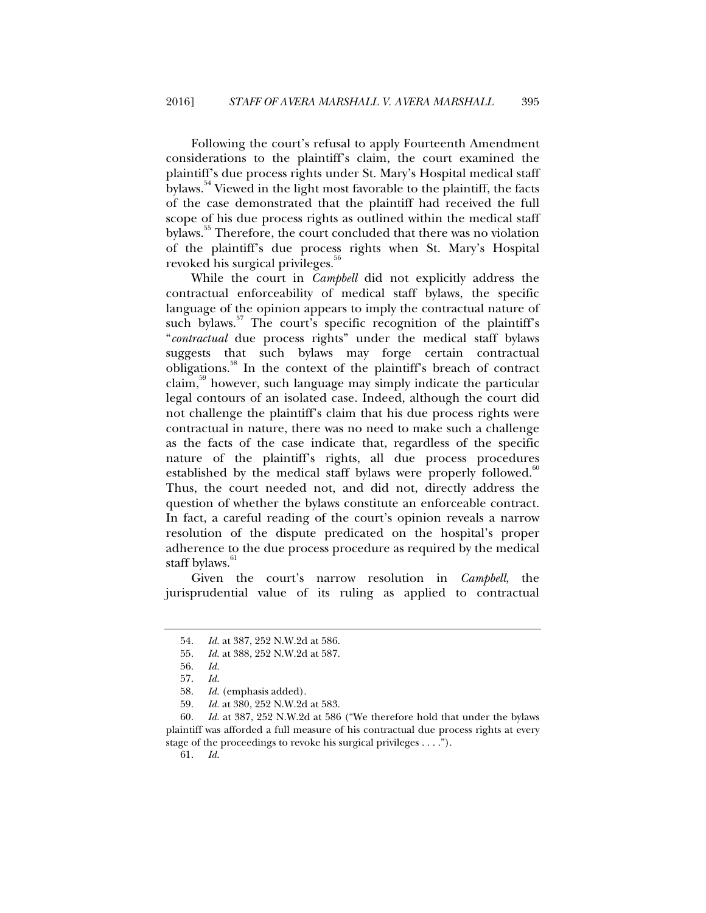Following the court's refusal to apply Fourteenth Amendment considerations to the plaintiff's claim, the court examined the plaintiff's due process rights under St. Mary's Hospital medical staff bylaws.[54] Viewed in the light most favorable to the plaintiff, the facts of the case demonstrated that the plaintiff had received the full scope of his due process rights as outlined within the medical staff bylaws.[55] Therefore, the court concluded that there was no violation of the plaintiff's due process rights when St. Mary's Hospital revoked his surgical privileges.[56]

While the court in *Campbell* did not explicitly address the contractual enforceability of medical staff bylaws, the specific language of the opinion appears to imply the contractual nature of such bylaws.[57] The court's specific recognition of the plaintiff's "*contractual* due process rights" under the medical staff bylaws suggests that such bylaws may forge certain contractual obligations.[58] In the context of the plaintiff's breach of contract claim,[59] however, such language may simply indicate the particular legal contours of an isolated case. Indeed, although the court did not challenge the plaintiff's claim that his due process rights were contractual in nature, there was no need to make such a challenge as the facts of the case indicate that, regardless of the specific nature of the plaintiff's rights, all due process procedures established by the medical staff bylaws were properly followed.[60] Thus, the court needed not, and did not, directly address the question of whether the bylaws constitute an enforceable contract. In fact, a careful reading of the court's opinion reveals a narrow resolution of the dispute predicated on the hospital's proper adherence to the due process procedure as required by the medical staff bylaws.[61]

Given the court's narrow resolution in *Campbell*, the jurisprudential value of its ruling as applied to contractual

---

54. *Id.* at 387, 252 N.W.2d at 586.

55. *Id.* at 388, 252 N.W.2d at 587.

56. *Id.*

57. *Id.*

58. *Id.* (emphasis added).

59. *Id.* at 380, 252 N.W.2d at 583.

60. *Id.* at 387, 252 N.W.2d at 586 ("We therefore hold that under the bylaws plaintiff was afforded a full measure of his contractual due process rights at every stage of the proceedings to revoke his surgical privileges . . . .").

61. *Id.*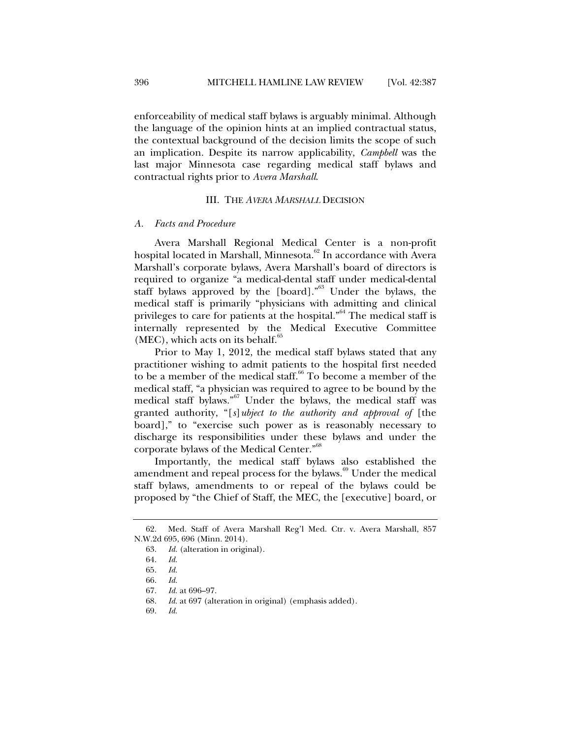enforceability of medical staff bylaws is arguably minimal. Although the language of the opinion hints at an implied contractual status, the contextual background of the decision limits the scope of such an implication. Despite its narrow applicability, *Campbell* was the last major Minnesota case regarding medical staff bylaws and contractual rights prior to *Avera Marshall*.

## III. THE *AVERA MARSHALL* DECISION

### *A. Facts and Procedure*

Avera Marshall Regional Medical Center is a non-profit hospital located in Marshall, Minnesota.[62] In accordance with Avera Marshall's corporate bylaws, Avera Marshall's board of directors is required to organize "a medical-dental staff under medical-dental staff bylaws approved by the [board]."[63] Under the bylaws, the medical staff is primarily "physicians with admitting and clinical privileges to care for patients at the hospital."[64] The medical staff is internally represented by the Medical Executive Committee (MEC), which acts on its behalf.[65]

Prior to May 1, 2012, the medical staff bylaws stated that any practitioner wishing to admit patients to the hospital first needed to be a member of the medical staff.[66] To become a member of the medical staff, "a physician was required to agree to be bound by the medical staff bylaws."[67] Under the bylaws, the medical staff was granted authority, "[*s*]*ubject to the authority and approval of* [the board]," to "exercise such power as is reasonably necessary to discharge its responsibilities under these bylaws and under the corporate bylaws of the Medical Center."[68]

Importantly, the medical staff bylaws also established the amendment and repeal process for the bylaws.[69] Under the medical staff bylaws, amendments to or repeal of the bylaws could be proposed by "the Chief of Staff, the MEC, the [executive] board, or

---

62. Med. Staff of Avera Marshall Reg'l Med. Ctr. v. Avera Marshall, 857 N.W.2d 695, 696 (Minn. 2014).

63. *Id.* (alteration in original).

64. *Id.*

65. *Id.*

66. *Id.*

67. *Id.* at 696–97.

68. *Id.* at 697 (alteration in original) (emphasis added).

69. *Id.*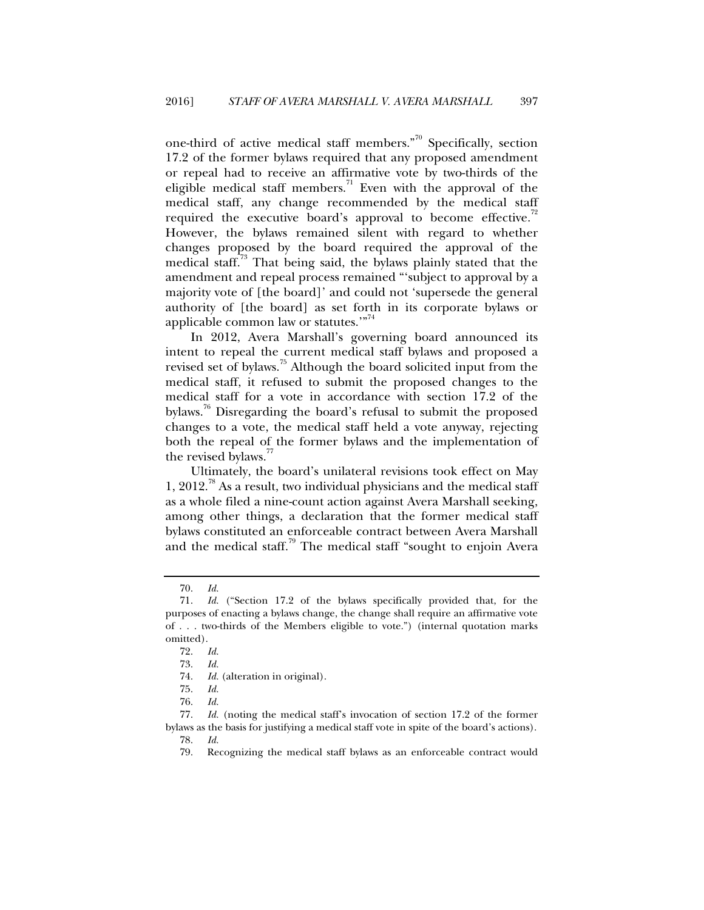one-third of active medical staff members."[70] Specifically, section 17.2 of the former bylaws required that any proposed amendment or repeal had to receive an affirmative vote by two-thirds of the eligible medical staff members.[71] Even with the approval of the medical staff, any change recommended by the medical staff required the executive board's approval to become effective.[72] However, the bylaws remained silent with regard to whether changes proposed by the board required the approval of the medical staff.[73] That being said, the bylaws plainly stated that the amendment and repeal process remained "'subject to approval by a majority vote of [the board]' and could not 'supersede the general authority of [the board] as set forth in its corporate bylaws or applicable common law or statutes.'"[74]

In 2012, Avera Marshall's governing board announced its intent to repeal the current medical staff bylaws and proposed a revised set of bylaws.[75] Although the board solicited input from the medical staff, it refused to submit the proposed changes to the medical staff for a vote in accordance with section 17.2 of the bylaws.[76] Disregarding the board's refusal to submit the proposed changes to a vote, the medical staff held a vote anyway, rejecting both the repeal of the former bylaws and the implementation of the revised bylaws.[77]

Ultimately, the board's unilateral revisions took effect on May 1, 2012.[78] As a result, two individual physicians and the medical staff as a whole filed a nine-count action against Avera Marshall seeking, among other things, a declaration that the former medical staff bylaws constituted an enforceable contract between Avera Marshall and the medical staff.[79] The medical staff "sought to enjoin Avera

---

70. *Id.*

71. *Id.* ("Section 17.2 of the bylaws specifically provided that, for the purposes of enacting a bylaws change, the change shall require an affirmative vote of . . . two-thirds of the Members eligible to vote.") (internal quotation marks omitted).

72. *Id.*

73. *Id.*

74. *Id.* (alteration in original).

75. *Id.*

76. *Id.*

77. *Id.* (noting the medical staff's invocation of section 17.2 of the former bylaws as the basis for justifying a medical staff vote in spite of the board's actions).

78. *Id.*

79. Recognizing the medical staff bylaws as an enforceable contract would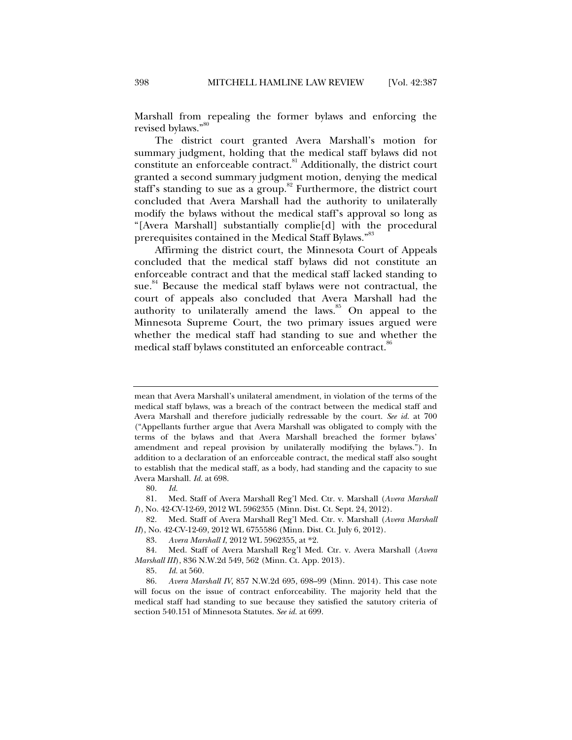Marshall from repealing the former bylaws and enforcing the revised bylaws."[80]

The district court granted Avera Marshall's motion for summary judgment, holding that the medical staff bylaws did not constitute an enforceable contract.[81] Additionally, the district court granted a second summary judgment motion, denying the medical staff's standing to sue as a group.[82] Furthermore, the district court concluded that Avera Marshall had the authority to unilaterally modify the bylaws without the medical staff's approval so long as "[Avera Marshall] substantially complie[d] with the procedural prerequisites contained in the Medical Staff Bylaws."[83]

Affirming the district court, the Minnesota Court of Appeals concluded that the medical staff bylaws did not constitute an enforceable contract and that the medical staff lacked standing to sue.[84] Because the medical staff bylaws were not contractual, the court of appeals also concluded that Avera Marshall had the authority to unilaterally amend the laws.[85] On appeal to the Minnesota Supreme Court, the two primary issues argued were whether the medical staff had standing to sue and whether the medical staff bylaws constituted an enforceable contract.[86]

---

mean that Avera Marshall's unilateral amendment, in violation of the terms of the medical staff bylaws, was a breach of the contract between the medical staff and Avera Marshall and therefore judicially redressable by the court. *See id.* at 700 ("Appellants further argue that Avera Marshall was obligated to comply with the terms of the bylaws and that Avera Marshall breached the former bylaws' amendment and repeal provision by unilaterally modifying the bylaws."). In addition to a declaration of an enforceable contract, the medical staff also sought to establish that the medical staff, as a body, had standing and the capacity to sue Avera Marshall. *Id.* at 698.

80. *Id.*

81. Med. Staff of Avera Marshall Reg'l Med. Ctr. v. Marshall (*Avera Marshall I*), No. 42-CV-12-69, 2012 WL 5962355 (Minn. Dist. Ct. Sept. 24, 2012).

82. Med. Staff of Avera Marshall Reg'l Med. Ctr. v. Marshall (*Avera Marshall II*), No. 42-CV-12-69, 2012 WL 6755586 (Minn. Dist. Ct. July 6, 2012).

83. *Avera Marshall I*, 2012 WL 5962355, at *2.

84. Med. Staff of Avera Marshall Reg'l Med. Ctr. v. Avera Marshall (*Avera Marshall III*), 836 N.W.2d 549, 562 (Minn. Ct. App. 2013).

85. *Id.* at 560.

86. *Avera Marshall IV*, 857 N.W.2d 695, 698–99 (Minn. 2014). This case note will focus on the issue of contract enforceability. The majority held that the medical staff had standing to sue because they satisfied the satutory criteria of section 540.151 of Minnesota Statutes. *See id.* at 699.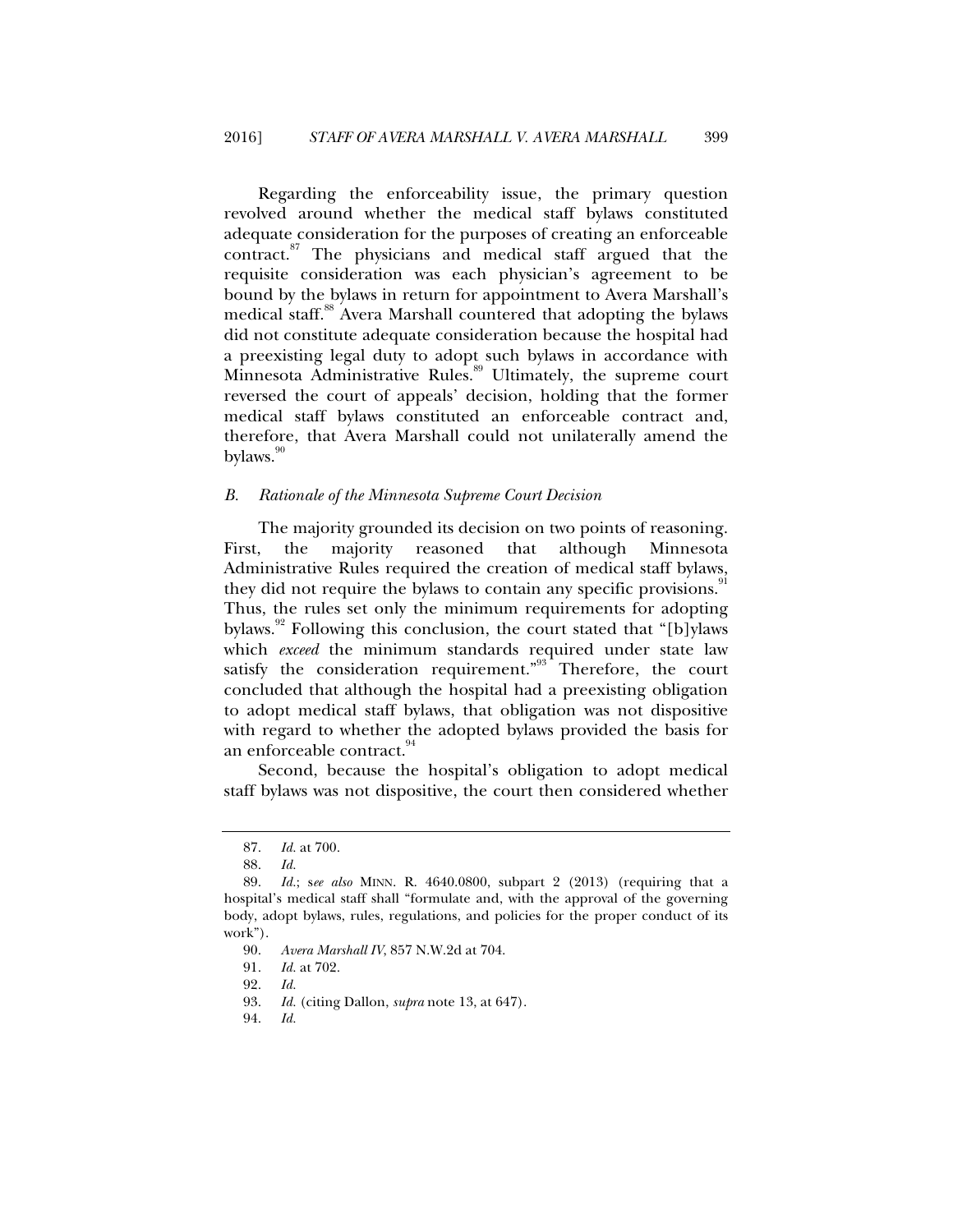Regarding the enforceability issue, the primary question revolved around whether the medical staff bylaws constituted adequate consideration for the purposes of creating an enforceable contract.[87] The physicians and medical staff argued that the requisite consideration was each physician's agreement to be bound by the bylaws in return for appointment to Avera Marshall's medical staff.[88] Avera Marshall countered that adopting the bylaws did not constitute adequate consideration because the hospital had a preexisting legal duty to adopt such bylaws in accordance with Minnesota Administrative Rules.[89] Ultimately, the supreme court reversed the court of appeals' decision, holding that the former medical staff bylaws constituted an enforceable contract and, therefore, that Avera Marshall could not unilaterally amend the bylaws.[90]

### *B. Rationale of the Minnesota Supreme Court Decision*

The majority grounded its decision on two points of reasoning. First, the majority reasoned that although Minnesota Administrative Rules required the creation of medical staff bylaws, they did not require the bylaws to contain any specific provisions.[91] Thus, the rules set only the minimum requirements for adopting bylaws.[92] Following this conclusion, the court stated that "[b]ylaws which *exceed* the minimum standards required under state law satisfy the consideration requirement."[93] Therefore, the court concluded that although the hospital had a preexisting obligation to adopt medical staff bylaws, that obligation was not dispositive with regard to whether the adopted bylaws provided the basis for an enforceable contract.[94]

Second, because the hospital's obligation to adopt medical staff bylaws was not dispositive, the court then considered whether

---

87. *Id.* at 700.

88. *Id.*

89. *Id.*; s*ee also* MINN. R. 4640.0800, subpart 2 (2013) (requiring that a hospital's medical staff shall "formulate and, with the approval of the governing body, adopt bylaws, rules, regulations, and policies for the proper conduct of its work").

90. *Avera Marshall IV*, 857 N.W.2d at 704.

91. *Id.* at 702.

92. *Id.*

93. *Id.* (citing Dallon, *supra* note 13, at 647).

94. *Id.*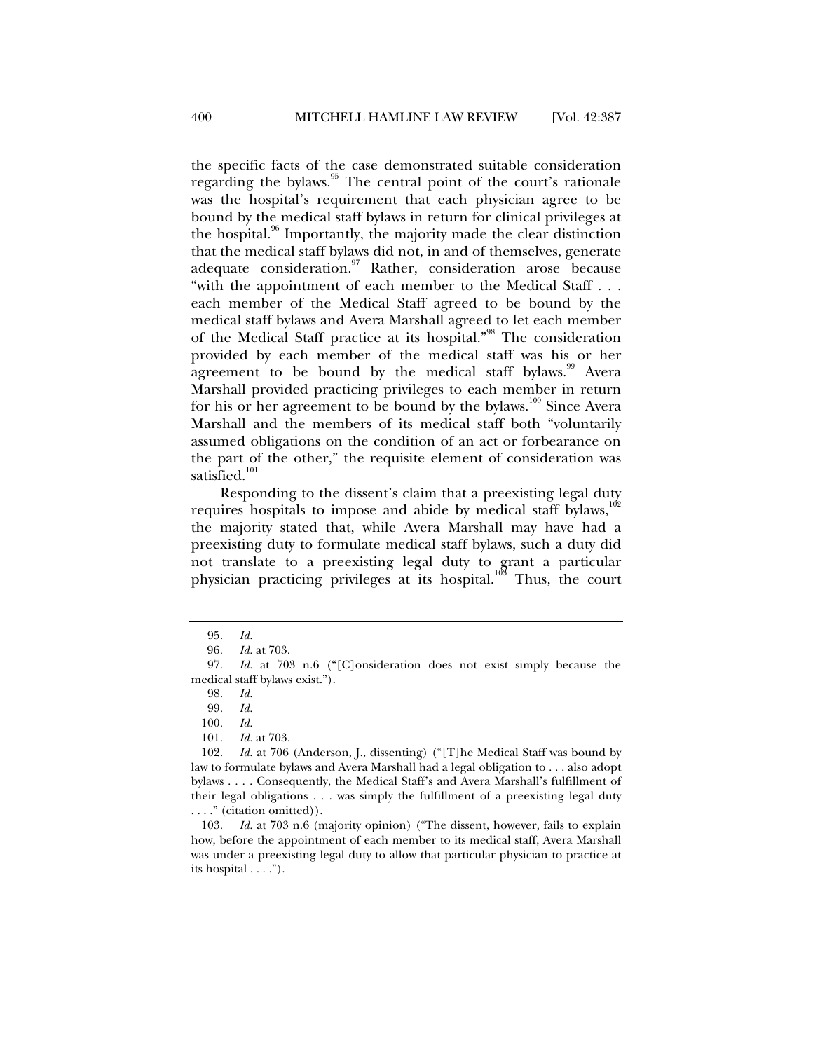the specific facts of the case demonstrated suitable consideration regarding the bylaws.[95] The central point of the court's rationale was the hospital's requirement that each physician agree to be bound by the medical staff bylaws in return for clinical privileges at the hospital.[96] Importantly, the majority made the clear distinction that the medical staff bylaws did not, in and of themselves, generate adequate consideration.[97] Rather, consideration arose because "with the appointment of each member to the Medical Staff . . . each member of the Medical Staff agreed to be bound by the medical staff bylaws and Avera Marshall agreed to let each member of the Medical Staff practice at its hospital."[98] The consideration provided by each member of the medical staff was his or her agreement to be bound by the medical staff bylaws.[99] Avera Marshall provided practicing privileges to each member in return for his or her agreement to be bound by the bylaws.[100] Since Avera Marshall and the members of its medical staff both "voluntarily assumed obligations on the condition of an act or forbearance on the part of the other," the requisite element of consideration was satisfied.[101]

Responding to the dissent's claim that a preexisting legal duty requires hospitals to impose and abide by medical staff bylaws,[102] the majority stated that, while Avera Marshall may have had a preexisting duty to formulate medical staff bylaws, such a duty did not translate to a preexisting legal duty to grant a particular physician practicing privileges at its hospital.[103] Thus, the court

---

95. *Id.*

96. *Id.* at 703.

97. *Id.* at 703 n.6 ("[C]onsideration does not exist simply because the medical staff bylaws exist.").

98. *Id.*

99. *Id.*

100. *Id.*

101. *Id.* at 703.

102. *Id.* at 706 (Anderson, J., dissenting) ("[T]he Medical Staff was bound by law to formulate bylaws and Avera Marshall had a legal obligation to . . . also adopt bylaws . . . . Consequently, the Medical Staff's and Avera Marshall's fulfillment of their legal obligations . . . was simply the fulfillment of a preexisting legal duty . . . ." (citation omitted)).

103. *Id.* at 703 n.6 (majority opinion) ("The dissent, however, fails to explain how, before the appointment of each member to its medical staff, Avera Marshall was under a preexisting legal duty to allow that particular physician to practice at its hospital . . . .").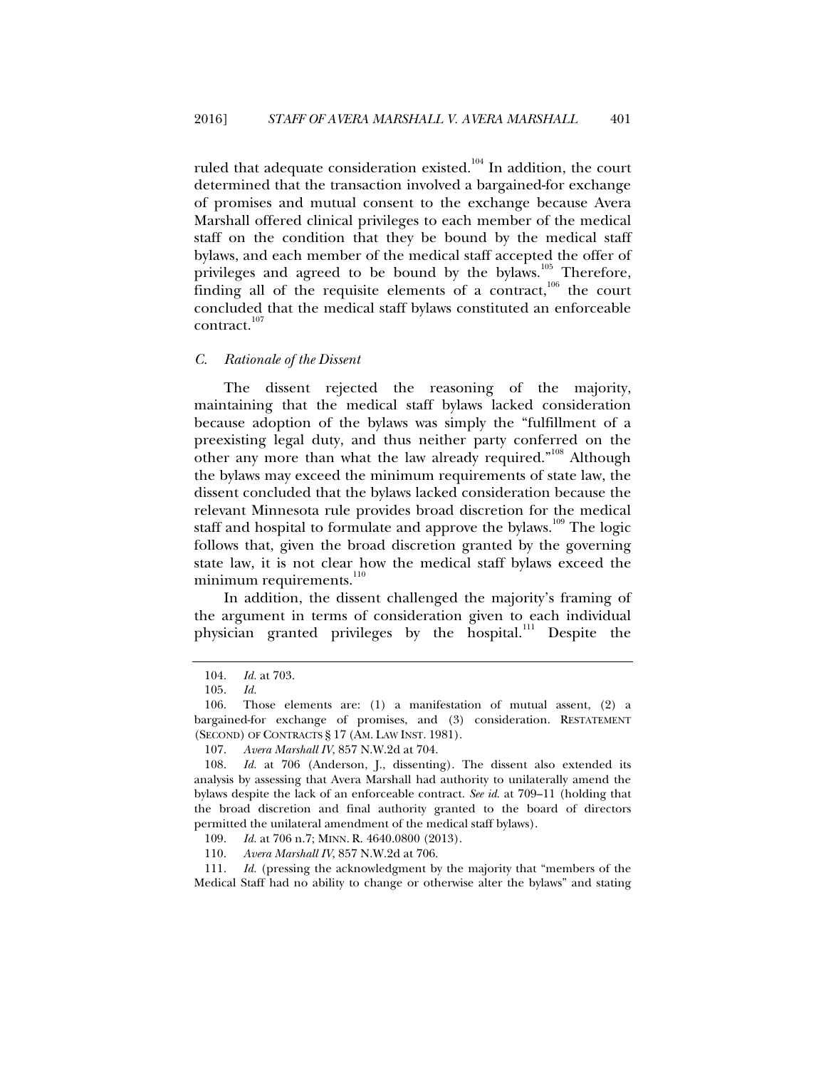ruled that adequate consideration existed.[104] In addition, the court determined that the transaction involved a bargained-for exchange of promises and mutual consent to the exchange because Avera Marshall offered clinical privileges to each member of the medical staff on the condition that they be bound by the medical staff bylaws, and each member of the medical staff accepted the offer of privileges and agreed to be bound by the bylaws.[105] Therefore, finding all of the requisite elements of a contract,[106] the court concluded that the medical staff bylaws constituted an enforceable contract.[107]

### *C. Rationale of the Dissent*

The dissent rejected the reasoning of the majority, maintaining that the medical staff bylaws lacked consideration because adoption of the bylaws was simply the "fulfillment of a preexisting legal duty, and thus neither party conferred on the other any more than what the law already required."[108] Although the bylaws may exceed the minimum requirements of state law, the dissent concluded that the bylaws lacked consideration because the relevant Minnesota rule provides broad discretion for the medical staff and hospital to formulate and approve the bylaws.[109] The logic follows that, given the broad discretion granted by the governing state law, it is not clear how the medical staff bylaws exceed the minimum requirements.[110]

In addition, the dissent challenged the majority's framing of the argument in terms of consideration given to each individual physician granted privileges by the hospital.[111] Despite the

---

104. *Id.* at 703.

105. *Id.*

106. Those elements are: (1) a manifestation of mutual assent, (2) a bargained-for exchange of promises, and (3) consideration. RESTATEMENT (SECOND) OF CONTRACTS § 17 (AM. LAW INST. 1981).

107. *Avera Marshall IV*, 857 N.W.2d at 704.

108. *Id.* at 706 (Anderson, J., dissenting). The dissent also extended its analysis by assessing that Avera Marshall had authority to unilaterally amend the bylaws despite the lack of an enforceable contract. *See id.* at 709–11 (holding that the broad discretion and final authority granted to the board of directors permitted the unilateral amendment of the medical staff bylaws).

109. *Id.* at 706 n.7; MINN. R. 4640.0800 (2013).

110. *Avera Marshall IV*, 857 N.W.2d at 706.

111. *Id.* (pressing the acknowledgment by the majority that "members of the Medical Staff had no ability to change or otherwise alter the bylaws" and stating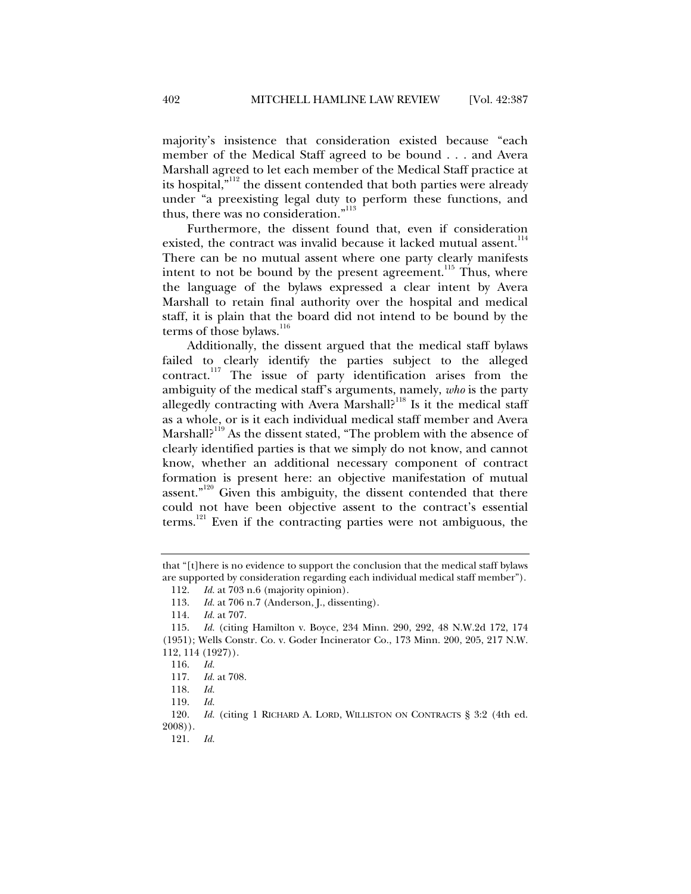majority's insistence that consideration existed because "each member of the Medical Staff agreed to be bound . . . and Avera Marshall agreed to let each member of the Medical Staff practice at its hospital,"[112] the dissent contended that both parties were already under "a preexisting legal duty to perform these functions, and thus, there was no consideration."[113]

Furthermore, the dissent found that, even if consideration existed, the contract was invalid because it lacked mutual assent.[114] There can be no mutual assent where one party clearly manifests intent to not be bound by the present agreement.[115] Thus, where the language of the bylaws expressed a clear intent by Avera Marshall to retain final authority over the hospital and medical staff, it is plain that the board did not intend to be bound by the terms of those bylaws.[116]

Additionally, the dissent argued that the medical staff bylaws failed to clearly identify the parties subject to the alleged contract.[117] The issue of party identification arises from the ambiguity of the medical staff's arguments, namely, *who* is the party allegedly contracting with Avera Marshall?[118] Is it the medical staff as a whole, or is it each individual medical staff member and Avera Marshall?[119] As the dissent stated, "The problem with the absence of clearly identified parties is that we simply do not know, and cannot know, whether an additional necessary component of contract formation is present here: an objective manifestation of mutual assent."[120] Given this ambiguity, the dissent contended that there could not have been objective assent to the contract's essential terms.[121] Even if the contracting parties were not ambiguous, the

---

that "[t]here is no evidence to support the conclusion that the medical staff bylaws are supported by consideration regarding each individual medical staff member").

112. *Id.* at 703 n.6 (majority opinion).

113. *Id.* at 706 n.7 (Anderson, J., dissenting).

114. *Id.* at 707.

115. *Id.* (citing Hamilton v. Boyce, 234 Minn. 290, 292, 48 N.W.2d 172, 174 (1951); Wells Constr. Co. v. Goder Incinerator Co., 173 Minn. 200, 205, 217 N.W. 112, 114 (1927)).

116. *Id.*

117. *Id.* at 708.

118. *Id.*

119. *Id.*

120. *Id.* (citing 1 RICHARD A. LORD, WILLISTON ON CONTRACTS § 3:2 (4th ed. 2008)).

121. *Id.*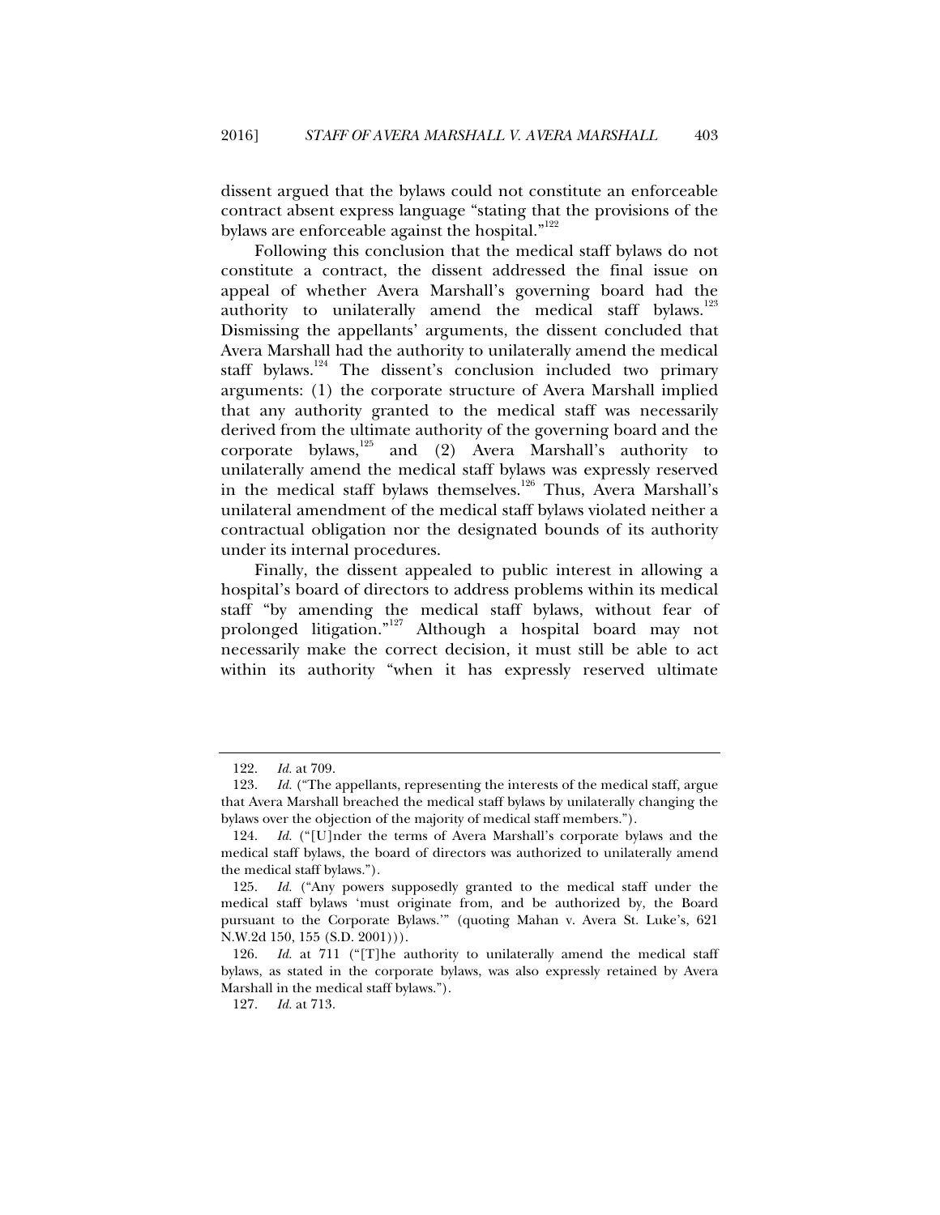dissent argued that the bylaws could not constitute an enforceable contract absent express language "stating that the provisions of the bylaws are enforceable against the hospital."[122]

Following this conclusion that the medical staff bylaws do not constitute a contract, the dissent addressed the final issue on appeal of whether Avera Marshall's governing board had the authority to unilaterally amend the medical staff bylaws.[123] Dismissing the appellants' arguments, the dissent concluded that Avera Marshall had the authority to unilaterally amend the medical staff bylaws.[124] The dissent's conclusion included two primary arguments: (1) the corporate structure of Avera Marshall implied that any authority granted to the medical staff was necessarily derived from the ultimate authority of the governing board and the corporate bylaws,[125] and (2) Avera Marshall's authority to unilaterally amend the medical staff bylaws was expressly reserved in the medical staff bylaws themselves.[126] Thus, Avera Marshall's unilateral amendment of the medical staff bylaws violated neither a contractual obligation nor the designated bounds of its authority under its internal procedures.

Finally, the dissent appealed to public interest in allowing a hospital's board of directors to address problems within its medical staff "by amending the medical staff bylaws, without fear of prolonged litigation."[127] Although a hospital board may not necessarily make the correct decision, it must still be able to act within its authority "when it has expressly reserved ultimate

---

122. *Id.* at 709.

123. *Id.* ("The appellants, representing the interests of the medical staff, argue that Avera Marshall breached the medical staff bylaws by unilaterally changing the bylaws over the objection of the majority of medical staff members.").

124. *Id.* ("[U]nder the terms of Avera Marshall's corporate bylaws and the medical staff bylaws, the board of directors was authorized to unilaterally amend the medical staff bylaws.").

125. *Id.* ("Any powers supposedly granted to the medical staff under the medical staff bylaws 'must originate from, and be authorized by, the Board pursuant to the Corporate Bylaws.'" (quoting Mahan v. Avera St. Luke's, 621 N.W.2d 150, 155 (S.D. 2001))).

126. *Id.* at 711 ("[T]he authority to unilaterally amend the medical staff bylaws, as stated in the corporate bylaws, was also expressly retained by Avera Marshall in the medical staff bylaws.").

127. *Id.* at 713.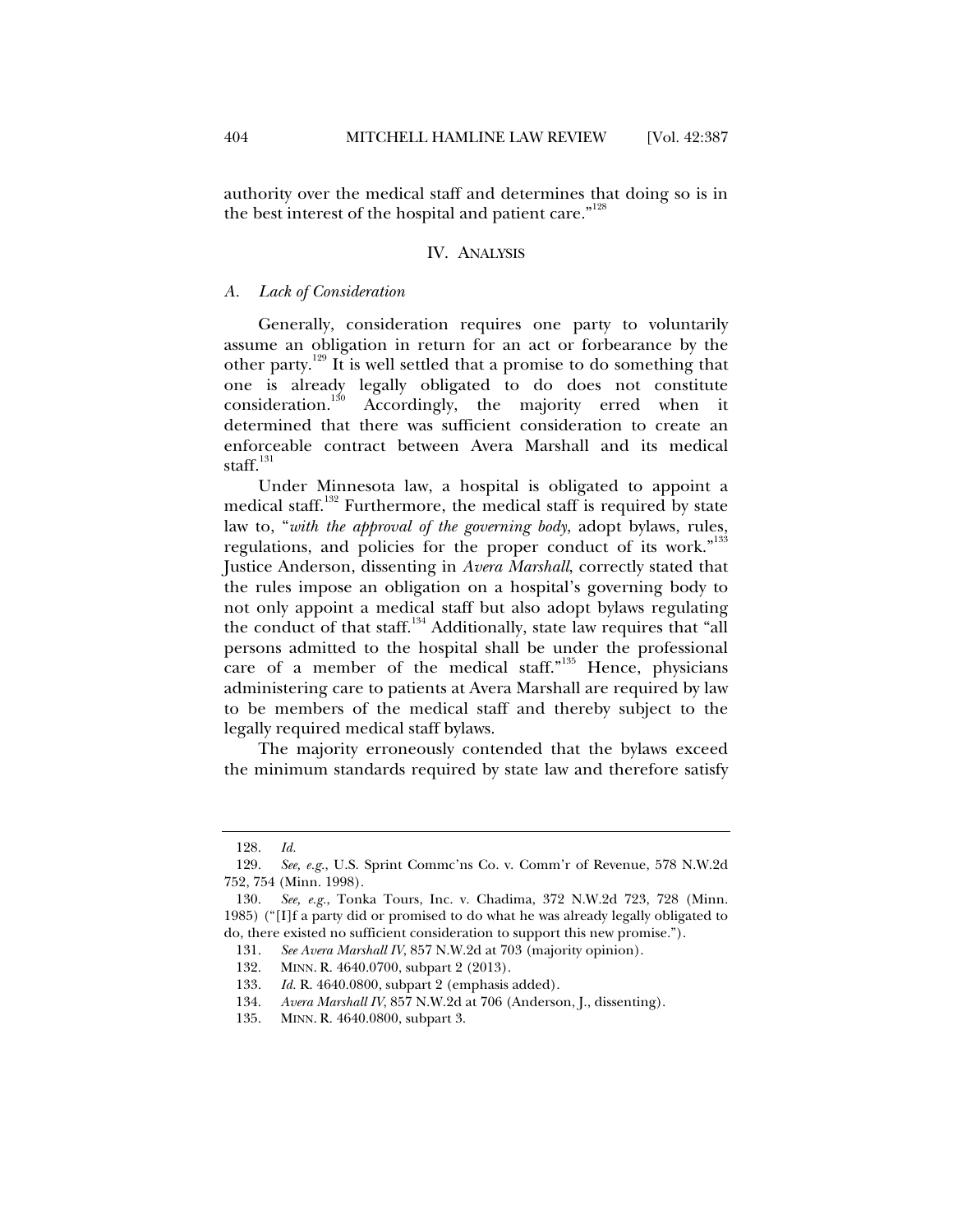authority over the medical staff and determines that doing so is in the best interest of the hospital and patient care."[128]

## IV. ANALYSIS

### *A. Lack of Consideration*

Generally, consideration requires one party to voluntarily assume an obligation in return for an act or forbearance by the other party.[129] It is well settled that a promise to do something that one is already legally obligated to do does not constitute consideration.[130] Accordingly, the majority erred when it determined that there was sufficient consideration to create an enforceable contract between Avera Marshall and its medical staff.[131]

Under Minnesota law, a hospital is obligated to appoint a medical staff.[132] Furthermore, the medical staff is required by state law to, "*with the approval of the governing body*, adopt bylaws, rules, regulations, and policies for the proper conduct of its work."[133] Justice Anderson, dissenting in *Avera Marshall*, correctly stated that the rules impose an obligation on a hospital's governing body to not only appoint a medical staff but also adopt bylaws regulating the conduct of that staff.[134] Additionally, state law requires that "all persons admitted to the hospital shall be under the professional care of a member of the medical staff."[135] Hence, physicians administering care to patients at Avera Marshall are required by law to be members of the medical staff and thereby subject to the legally required medical staff bylaws.

The majority erroneously contended that the bylaws exceed the minimum standards required by state law and therefore satisfy

---

128. *Id.*

129. *See, e.g.*, U.S. Sprint Commc'ns Co. v. Comm'r of Revenue, 578 N.W.2d 752, 754 (Minn. 1998).

130. *See, e.g.*, Tonka Tours, Inc. v. Chadima, 372 N.W.2d 723, 728 (Minn. 1985) ("[I]f a party did or promised to do what he was already legally obligated to do, there existed no sufficient consideration to support this new promise.").

131. *See Avera Marshall IV*, 857 N.W.2d at 703 (majority opinion).

132. MINN. R. 4640.0700, subpart 2 (2013).

133. *Id.* R. 4640.0800, subpart 2 (emphasis added).

134. *Avera Marshall IV*, 857 N.W.2d at 706 (Anderson, J., dissenting).

135. MINN. R. 4640.0800, subpart 3.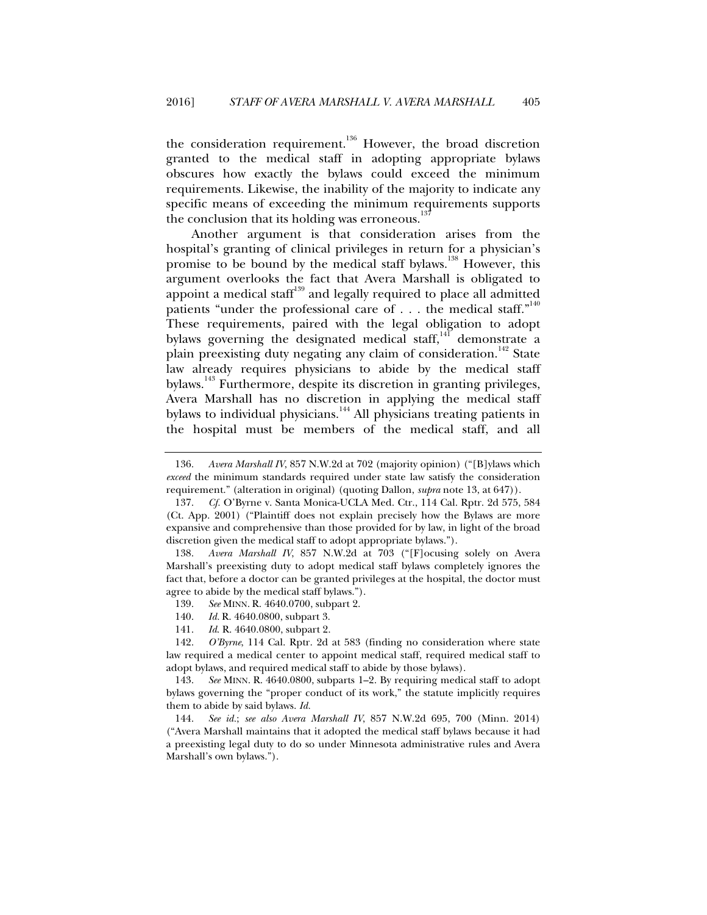the consideration requirement.[136] However, the broad discretion granted to the medical staff in adopting appropriate bylaws obscures how exactly the bylaws could exceed the minimum requirements. Likewise, the inability of the majority to indicate any specific means of exceeding the minimum requirements supports the conclusion that its holding was erroneous.[137]

Another argument is that consideration arises from the hospital's granting of clinical privileges in return for a physician's promise to be bound by the medical staff bylaws.[138] However, this argument overlooks the fact that Avera Marshall is obligated to appoint a medical staff[139] and legally required to place all admitted patients "under the professional care of . . . the medical staff."[140] These requirements, paired with the legal obligation to adopt bylaws governing the designated medical staff,[141] demonstrate a plain preexisting duty negating any claim of consideration.[142] State law already requires physicians to abide by the medical staff bylaws.[143] Furthermore, despite its discretion in granting privileges, Avera Marshall has no discretion in applying the medical staff bylaws to individual physicians.[144] All physicians treating patients in the hospital must be members of the medical staff, and all

---

136. *Avera Marshall IV*, 857 N.W.2d at 702 (majority opinion) ("[B]ylaws which *exceed* the minimum standards required under state law satisfy the consideration requirement." (alteration in original) (quoting Dallon, *supra* note 13, at 647)).

137. *Cf.* O'Byrne v. Santa Monica-UCLA Med. Ctr., 114 Cal. Rptr. 2d 575, 584 (Ct. App. 2001) ("Plaintiff does not explain precisely how the Bylaws are more expansive and comprehensive than those provided for by law, in light of the broad discretion given the medical staff to adopt appropriate bylaws.").

138. *Avera Marshall IV*, 857 N.W.2d at 703 ("[F]ocusing solely on Avera Marshall's preexisting duty to adopt medical staff bylaws completely ignores the fact that, before a doctor can be granted privileges at the hospital, the doctor must agree to abide by the medical staff bylaws.").

139. *See* MINN. R. 4640.0700, subpart 2.

140. *Id.* R. 4640.0800, subpart 3.

141. *Id.* R. 4640.0800, subpart 2.

142. *O'Byrne*, 114 Cal. Rptr. 2d at 583 (finding no consideration where state law required a medical center to appoint medical staff, required medical staff to adopt bylaws, and required medical staff to abide by those bylaws).

143. *See* MINN. R. 4640.0800, subparts 1–2. By requiring medical staff to adopt bylaws governing the "proper conduct of its work," the statute implicitly requires them to abide by said bylaws. *Id.*

144. *See id.*; *see also Avera Marshall IV*, 857 N.W.2d 695, 700 (Minn. 2014) ("Avera Marshall maintains that it adopted the medical staff bylaws because it had a preexisting legal duty to do so under Minnesota administrative rules and Avera Marshall's own bylaws.").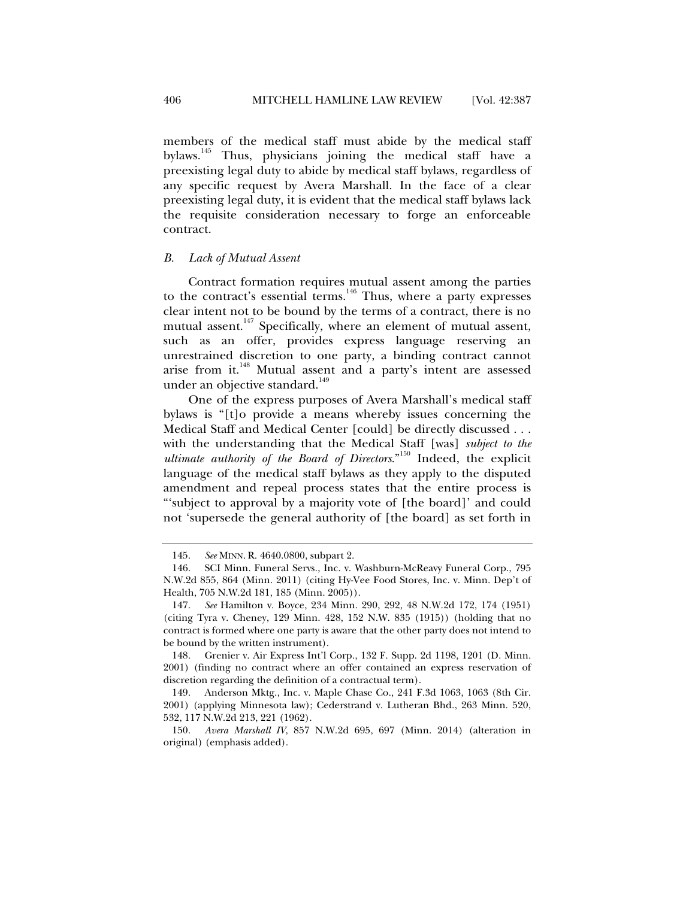members of the medical staff must abide by the medical staff bylaws.[145] Thus, physicians joining the medical staff have a preexisting legal duty to abide by medical staff bylaws, regardless of any specific request by Avera Marshall. In the face of a clear preexisting legal duty, it is evident that the medical staff bylaws lack the requisite consideration necessary to forge an enforceable contract.

### *B. Lack of Mutual Assent*

Contract formation requires mutual assent among the parties to the contract's essential terms.[146] Thus, where a party expresses clear intent not to be bound by the terms of a contract, there is no mutual assent.[147] Specifically, where an element of mutual assent, such as an offer, provides express language reserving an unrestrained discretion to one party, a binding contract cannot arise from it.[148] Mutual assent and a party's intent are assessed under an objective standard.[149]

One of the express purposes of Avera Marshall's medical staff bylaws is "[t]o provide a means whereby issues concerning the Medical Staff and Medical Center [could] be directly discussed . . . with the understanding that the Medical Staff [was] *subject to the ultimate authority of the Board of Directors*."[150] Indeed, the explicit language of the medical staff bylaws as they apply to the disputed amendment and repeal process states that the entire process is "'subject to approval by a majority vote of [the board]' and could not 'supersede the general authority of [the board] as set forth in

---

145. *See* MINN. R. 4640.0800, subpart 2.

146. SCI Minn. Funeral Servs., Inc. v. Washburn-McReavy Funeral Corp., 795 N.W.2d 855, 864 (Minn. 2011) (citing Hy-Vee Food Stores, Inc. v. Minn. Dep't of Health, 705 N.W.2d 181, 185 (Minn. 2005)).

147. *See* Hamilton v. Boyce, 234 Minn. 290, 292, 48 N.W.2d 172, 174 (1951) (citing Tyra v. Cheney, 129 Minn. 428, 152 N.W. 835 (1915)) (holding that no contract is formed where one party is aware that the other party does not intend to be bound by the written instrument).

148. Grenier v. Air Express Int'l Corp., 132 F. Supp. 2d 1198, 1201 (D. Minn. 2001) (finding no contract where an offer contained an express reservation of discretion regarding the definition of a contractual term).

149. Anderson Mktg., Inc. v. Maple Chase Co., 241 F.3d 1063, 1063 (8th Cir. 2001) (applying Minnesota law); Cederstrand v. Lutheran Bhd., 263 Minn. 520, 532, 117 N.W.2d 213, 221 (1962).

150. *Avera Marshall IV*, 857 N.W.2d 695, 697 (Minn. 2014) (alteration in original) (emphasis added).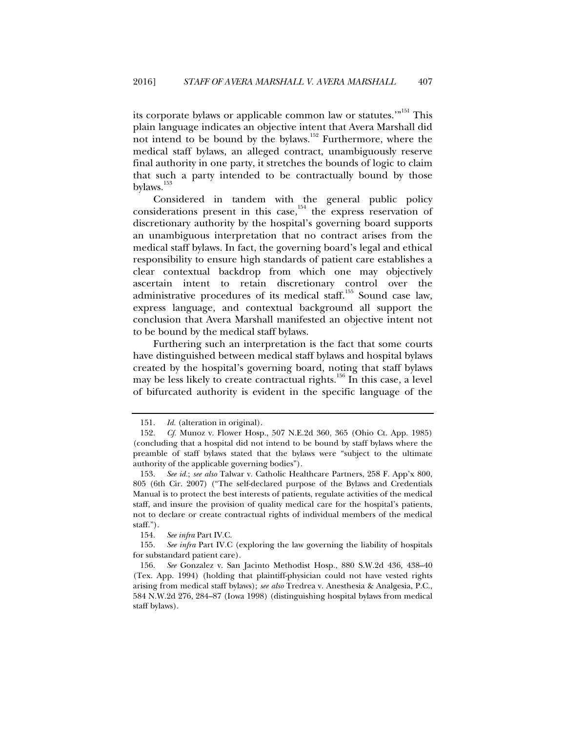its corporate bylaws or applicable common law or statutes.'"[151] This plain language indicates an objective intent that Avera Marshall did not intend to be bound by the bylaws.[152] Furthermore, where the medical staff bylaws, an alleged contract, unambiguously reserve final authority in one party, it stretches the bounds of logic to claim that such a party intended to be contractually bound by those bylaws.[153]

Considered in tandem with the general public policy considerations present in this case,[154] the express reservation of discretionary authority by the hospital's governing board supports an unambiguous interpretation that no contract arises from the medical staff bylaws. In fact, the governing board's legal and ethical responsibility to ensure high standards of patient care establishes a clear contextual backdrop from which one may objectively ascertain intent to retain discretionary control over the administrative procedures of its medical staff.[155] Sound case law, express language, and contextual background all support the conclusion that Avera Marshall manifested an objective intent not to be bound by the medical staff bylaws.

Furthering such an interpretation is the fact that some courts have distinguished between medical staff bylaws and hospital bylaws created by the hospital's governing board, noting that staff bylaws may be less likely to create contractual rights.[156] In this case, a level of bifurcated authority is evident in the specific language of the

---

151. *Id.* (alteration in original).

152. *Cf.* Munoz v. Flower Hosp., 507 N.E.2d 360, 365 (Ohio Ct. App. 1985) (concluding that a hospital did not intend to be bound by staff bylaws where the preamble of staff bylaws stated that the bylaws were "subject to the ultimate authority of the applicable governing bodies").

153. *See id.*; *see also* Talwar v. Catholic Healthcare Partners, 258 F. App'x 800, 805 (6th Cir. 2007) ("The self-declared purpose of the Bylaws and Credentials Manual is to protect the best interests of patients, regulate activities of the medical staff, and insure the provision of quality medical care for the hospital's patients, not to declare or create contractual rights of individual members of the medical staff.").

154. *See infra* Part IV.C.

155. *See infra* Part IV.C (exploring the law governing the liability of hospitals for substandard patient care).

156. *See* Gonzalez v. San Jacinto Methodist Hosp., 880 S.W.2d 436, 438–40 (Tex. App. 1994) (holding that plaintiff-physician could not have vested rights arising from medical staff bylaws); *see also* Tredrea v. Anesthesia & Analgesia, P.C., 584 N.W.2d 276, 284–87 (Iowa 1998) (distinguishing hospital bylaws from medical staff bylaws).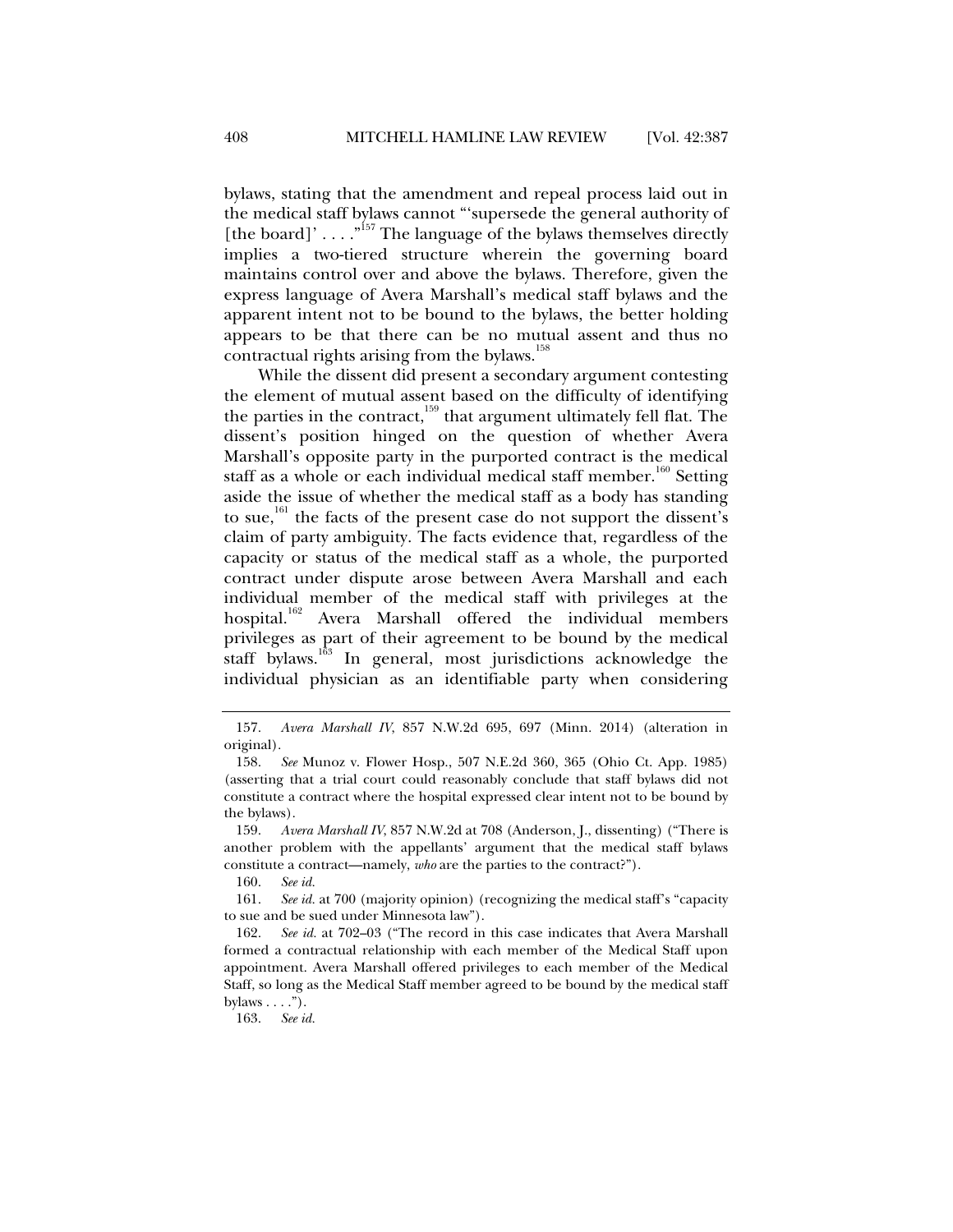bylaws, stating that the amendment and repeal process laid out in the medical staff bylaws cannot "'supersede the general authority of [the board]' . . . ."[157] The language of the bylaws themselves directly implies a two-tiered structure wherein the governing board maintains control over and above the bylaws. Therefore, given the express language of Avera Marshall's medical staff bylaws and the apparent intent not to be bound to the bylaws, the better holding appears to be that there can be no mutual assent and thus no contractual rights arising from the bylaws.[158]

While the dissent did present a secondary argument contesting the element of mutual assent based on the difficulty of identifying the parties in the contract,[159] that argument ultimately fell flat. The dissent's position hinged on the question of whether Avera Marshall's opposite party in the purported contract is the medical staff as a whole or each individual medical staff member.[160] Setting aside the issue of whether the medical staff as a body has standing to sue,[161] the facts of the present case do not support the dissent's claim of party ambiguity. The facts evidence that, regardless of the capacity or status of the medical staff as a whole, the purported contract under dispute arose between Avera Marshall and each individual member of the medical staff with privileges at the hospital.[162] Avera Marshall offered the individual members privileges as part of their agreement to be bound by the medical staff bylaws.[163] In general, most jurisdictions acknowledge the individual physician as an identifiable party when considering

---

157. *Avera Marshall IV*, 857 N.W.2d 695, 697 (Minn. 2014) (alteration in original).

158. *See* Munoz v. Flower Hosp., 507 N.E.2d 360, 365 (Ohio Ct. App. 1985) (asserting that a trial court could reasonably conclude that staff bylaws did not constitute a contract where the hospital expressed clear intent not to be bound by the bylaws).

159. *Avera Marshall IV*, 857 N.W.2d at 708 (Anderson, J., dissenting) ("There is another problem with the appellants' argument that the medical staff bylaws constitute a contract—namely, *who* are the parties to the contract?").

160. *See id.*

161. *See id.* at 700 (majority opinion) (recognizing the medical staff's "capacity to sue and be sued under Minnesota law").

162. *See id.* at 702–03 ("The record in this case indicates that Avera Marshall formed a contractual relationship with each member of the Medical Staff upon appointment. Avera Marshall offered privileges to each member of the Medical Staff, so long as the Medical Staff member agreed to be bound by the medical staff bylaws . . . .").

163. *See id.*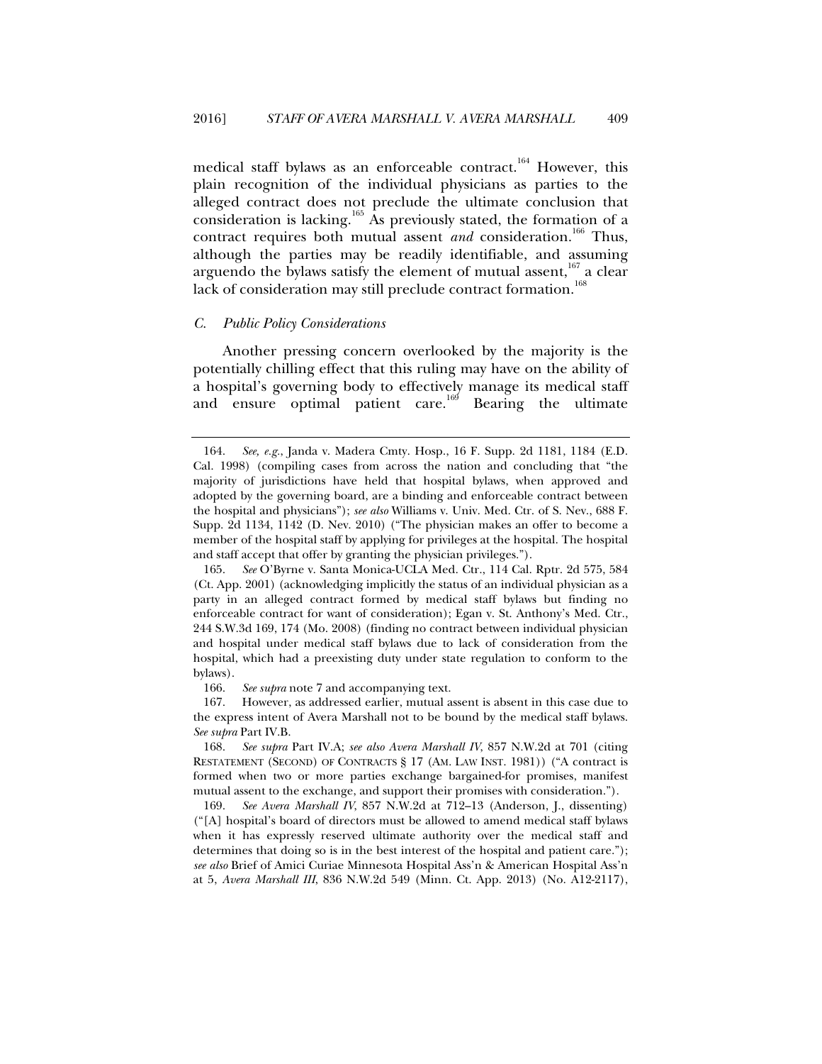medical staff bylaws as an enforceable contract.[164] However, this plain recognition of the individual physicians as parties to the alleged contract does not preclude the ultimate conclusion that consideration is lacking.[165] As previously stated, the formation of a contract requires both mutual assent *and* consideration.[166] Thus, although the parties may be readily identifiable, and assuming arguendo the bylaws satisfy the element of mutual assent,[167] a clear lack of consideration may still preclude contract formation.[168]

### *C. Public Policy Considerations*

Another pressing concern overlooked by the majority is the potentially chilling effect that this ruling may have on the ability of a hospital's governing body to effectively manage its medical staff and ensure optimal patient care.[169] Bearing the ultimate

---

164. *See, e.g.*, Janda v. Madera Cmty. Hosp., 16 F. Supp. 2d 1181, 1184 (E.D. Cal. 1998) (compiling cases from across the nation and concluding that "the majority of jurisdictions have held that hospital bylaws, when approved and adopted by the governing board, are a binding and enforceable contract between the hospital and physicians"); *see also* Williams v. Univ. Med. Ctr. of S. Nev., 688 F. Supp. 2d 1134, 1142 (D. Nev. 2010) ("The physician makes an offer to become a member of the hospital staff by applying for privileges at the hospital. The hospital and staff accept that offer by granting the physician privileges.").

165. *See* O'Byrne v. Santa Monica-UCLA Med. Ctr., 114 Cal. Rptr. 2d 575, 584 (Ct. App. 2001) (acknowledging implicitly the status of an individual physician as a party in an alleged contract formed by medical staff bylaws but finding no enforceable contract for want of consideration); Egan v. St. Anthony's Med. Ctr., 244 S.W.3d 169, 174 (Mo. 2008) (finding no contract between individual physician and hospital under medical staff bylaws due to lack of consideration from the hospital, which had a preexisting duty under state regulation to conform to the bylaws).

166. *See supra* note 7 and accompanying text.

167. However, as addressed earlier, mutual assent is absent in this case due to the express intent of Avera Marshall not to be bound by the medical staff bylaws. *See supra* Part IV.B.

168. *See supra* Part IV.A; *see also Avera Marshall IV*, 857 N.W.2d at 701 (citing RESTATEMENT (SECOND) OF CONTRACTS § 17 (AM. LAW INST. 1981)) ("A contract is formed when two or more parties exchange bargained-for promises, manifest mutual assent to the exchange, and support their promises with consideration.").

169. *See Avera Marshall IV*, 857 N.W.2d at 712–13 (Anderson, J., dissenting) ("[A] hospital's board of directors must be allowed to amend medical staff bylaws when it has expressly reserved ultimate authority over the medical staff and determines that doing so is in the best interest of the hospital and patient care."); *see also* Brief of Amici Curiae Minnesota Hospital Ass'n & American Hospital Ass'n at 5, *Avera Marshall III*, 836 N.W.2d 549 (Minn. Ct. App. 2013) (No. A12-2117),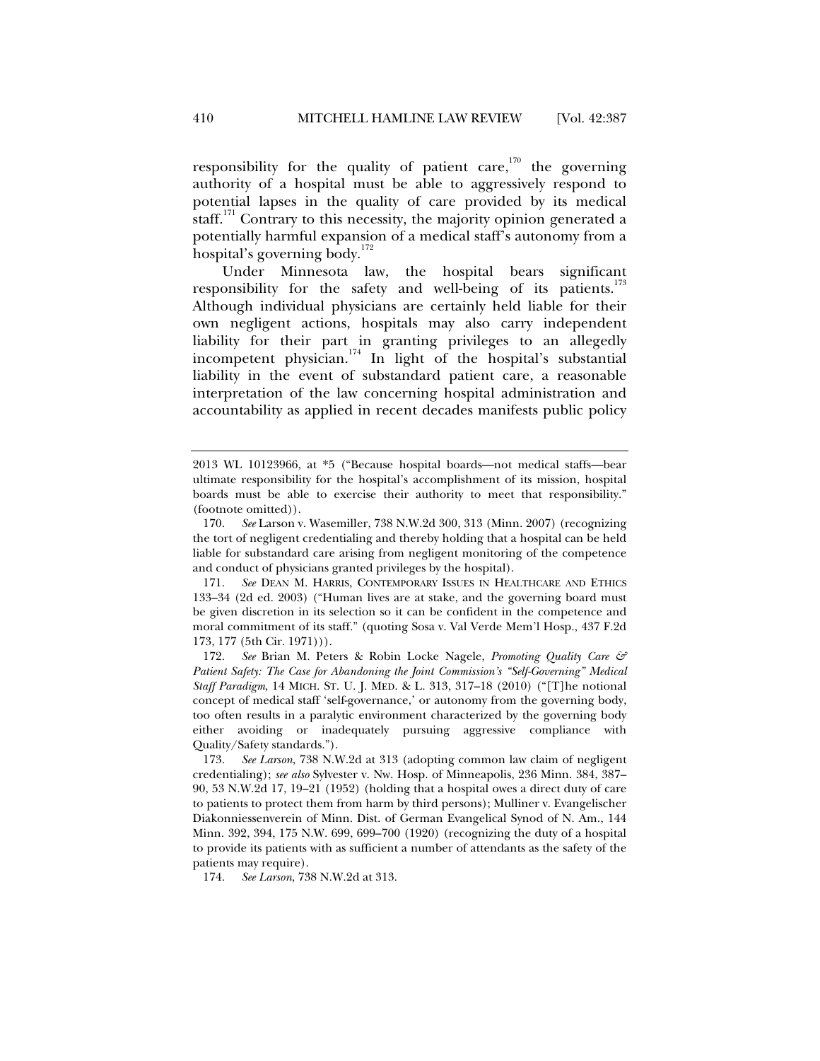responsibility for the quality of patient care,[170] the governing authority of a hospital must be able to aggressively respond to potential lapses in the quality of care provided by its medical staff.[171] Contrary to this necessity, the majority opinion generated a potentially harmful expansion of a medical staff's autonomy from a hospital's governing body.[172]

Under Minnesota law, the hospital bears significant responsibility for the safety and well-being of its patients.[173] Although individual physicians are certainly held liable for their own negligent actions, hospitals may also carry independent liability for their part in granting privileges to an allegedly incompetent physician.[174] In light of the hospital's substantial liability in the event of substandard patient care, a reasonable interpretation of the law concerning hospital administration and accountability as applied in recent decades manifests public policy

---

2013 WL 10123966, at *5 ("Because hospital boards—not medical staffs—bear ultimate responsibility for the hospital's accomplishment of its mission, hospital boards must be able to exercise their authority to meet that responsibility." (footnote omitted)).

170. *See* Larson v. Wasemiller, 738 N.W.2d 300, 313 (Minn. 2007) (recognizing the tort of negligent credentialing and thereby holding that a hospital can be held liable for substandard care arising from negligent monitoring of the competence and conduct of physicians granted privileges by the hospital).

171. *See* DEAN M. HARRIS, CONTEMPORARY ISSUES IN HEALTHCARE AND ETHICS 133–34 (2d ed. 2003) ("Human lives are at stake, and the governing board must be given discretion in its selection so it can be confident in the competence and moral commitment of its staff." (quoting Sosa v. Val Verde Mem'l Hosp., 437 F.2d 173, 177 (5th Cir. 1971))).

172. *See* Brian M. Peters & Robin Locke Nagele, *Promoting Quality Care & Patient Safety: The Case for Abandoning the Joint Commission's "Self-Governing" Medical Staff Paradigm*, 14 MICH. ST. U. J. MED. & L. 313, 317–18 (2010) ("[T]he notional concept of medical staff 'self-governance,' or autonomy from the governing body, too often results in a paralytic environment characterized by the governing body either avoiding or inadequately pursuing aggressive compliance with Quality/Safety standards.").

173. *See Larson*, 738 N.W.2d at 313 (adopting common law claim of negligent credentialing); *see also* Sylvester v. Nw. Hosp. of Minneapolis, 236 Minn. 384, 387–90, 53 N.W.2d 17, 19–21 (1952) (holding that a hospital owes a direct duty of care to patients to protect them from harm by third persons); Mulliner v. Evangelischer Diakonniessenverein of Minn. Dist. of German Evangelical Synod of N. Am., 144 Minn. 392, 394, 175 N.W. 699, 699–700 (1920) (recognizing the duty of a hospital to provide its patients with as sufficient a number of attendants as the safety of the patients may require).

174. *See Larson*, 738 N.W.2d at 313.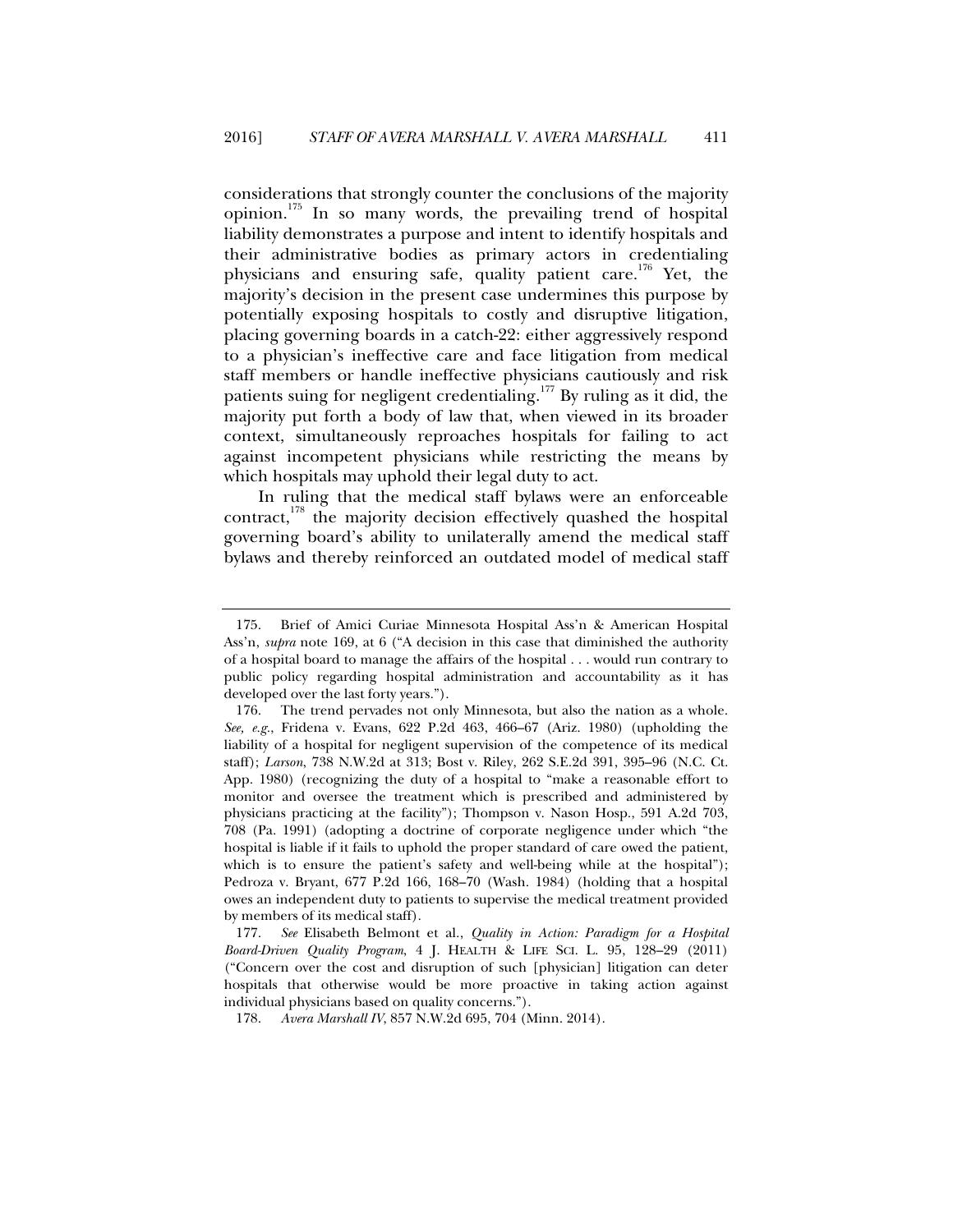considerations that strongly counter the conclusions of the majority opinion.[175] In so many words, the prevailing trend of hospital liability demonstrates a purpose and intent to identify hospitals and their administrative bodies as primary actors in credentialing physicians and ensuring safe, quality patient care.[176] Yet, the majority's decision in the present case undermines this purpose by potentially exposing hospitals to costly and disruptive litigation, placing governing boards in a catch-22: either aggressively respond to a physician's ineffective care and face litigation from medical staff members or handle ineffective physicians cautiously and risk patients suing for negligent credentialing.[177] By ruling as it did, the majority put forth a body of law that, when viewed in its broader context, simultaneously reproaches hospitals for failing to act against incompetent physicians while restricting the means by which hospitals may uphold their legal duty to act.

In ruling that the medical staff bylaws were an enforceable contract,[178] the majority decision effectively quashed the hospital governing board's ability to unilaterally amend the medical staff bylaws and thereby reinforced an outdated model of medical staff

---

175. Brief of Amici Curiae Minnesota Hospital Ass'n & American Hospital Ass'n, *supra* note 169, at 6 ("A decision in this case that diminished the authority of a hospital board to manage the affairs of the hospital . . . would run contrary to public policy regarding hospital administration and accountability as it has developed over the last forty years.").

176. The trend pervades not only Minnesota, but also the nation as a whole. *See, e.g.*, Fridena v. Evans, 622 P.2d 463, 466–67 (Ariz. 1980) (upholding the liability of a hospital for negligent supervision of the competence of its medical staff); *Larson*, 738 N.W.2d at 313; Bost v. Riley, 262 S.E.2d 391, 395–96 (N.C. Ct. App. 1980) (recognizing the duty of a hospital to "make a reasonable effort to monitor and oversee the treatment which is prescribed and administered by physicians practicing at the facility"); Thompson v. Nason Hosp., 591 A.2d 703, 708 (Pa. 1991) (adopting a doctrine of corporate negligence under which "the hospital is liable if it fails to uphold the proper standard of care owed the patient, which is to ensure the patient's safety and well-being while at the hospital"); Pedroza v. Bryant, 677 P.2d 166, 168–70 (Wash. 1984) (holding that a hospital owes an independent duty to patients to supervise the medical treatment provided by members of its medical staff).

177. *See* Elisabeth Belmont et al., *Quality in Action: Paradigm for a Hospital Board-Driven Quality Program*, 4 J. HEALTH & LIFE SCI. L. 95, 128–29 (2011) ("Concern over the cost and disruption of such [physician] litigation can deter hospitals that otherwise would be more proactive in taking action against individual physicians based on quality concerns.").

178. *Avera Marshall IV*, 857 N.W.2d 695, 704 (Minn. 2014).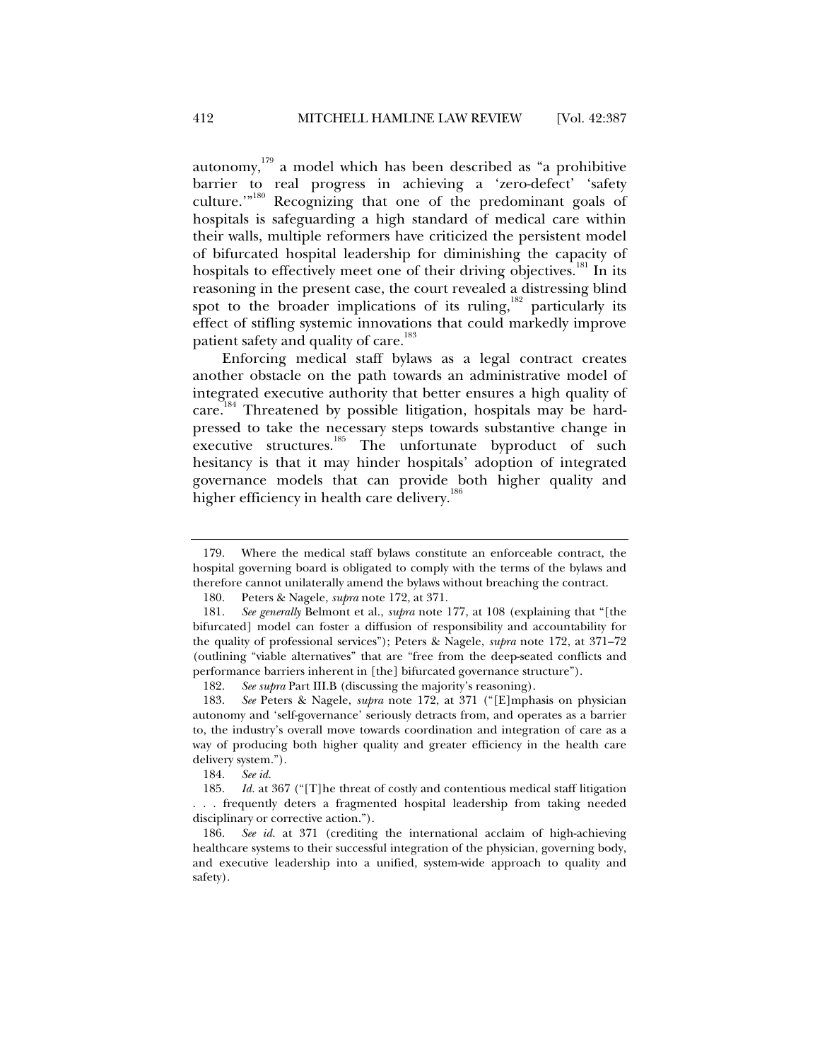autonomy,[179] a model which has been described as "a prohibitive barrier to real progress in achieving a 'zero-defect' 'safety culture.'"[180] Recognizing that one of the predominant goals of hospitals is safeguarding a high standard of medical care within their walls, multiple reformers have criticized the persistent model of bifurcated hospital leadership for diminishing the capacity of hospitals to effectively meet one of their driving objectives.[181] In its reasoning in the present case, the court revealed a distressing blind spot to the broader implications of its ruling,[182] particularly its effect of stifling systemic innovations that could markedly improve patient safety and quality of care.[183]

Enforcing medical staff bylaws as a legal contract creates another obstacle on the path towards an administrative model of integrated executive authority that better ensures a high quality of care.[184] Threatened by possible litigation, hospitals may be hard-pressed to take the necessary steps towards substantive change in executive structures.[185] The unfortunate byproduct of such hesitancy is that it may hinder hospitals' adoption of integrated governance models that can provide both higher quality and higher efficiency in health care delivery.[186]

---

179. Where the medical staff bylaws constitute an enforceable contract, the hospital governing board is obligated to comply with the terms of the bylaws and therefore cannot unilaterally amend the bylaws without breaching the contract.

180. Peters & Nagele, *supra* note 172, at 371.

181. *See generally* Belmont et al., *supra* note 177, at 108 (explaining that "[the bifurcated] model can foster a diffusion of responsibility and accountability for the quality of professional services"); Peters & Nagele, *supra* note 172, at 371–72 (outlining "viable alternatives" that are "free from the deep-seated conflicts and performance barriers inherent in [the] bifurcated governance structure").

182. *See supra* Part III.B (discussing the majority's reasoning).

183. *See* Peters & Nagele, *supra* note 172, at 371 ("[E]mphasis on physician autonomy and 'self-governance' seriously detracts from, and operates as a barrier to, the industry's overall move towards coordination and integration of care as a way of producing both higher quality and greater efficiency in the health care delivery system.").

184. *See id.*

185. *Id.* at 367 ("[T]he threat of costly and contentious medical staff litigation . . . frequently deters a fragmented hospital leadership from taking needed disciplinary or corrective action.").

186. *See id.* at 371 (crediting the international acclaim of high-achieving healthcare systems to their successful integration of the physician, governing body, and executive leadership into a unified, system-wide approach to quality and safety).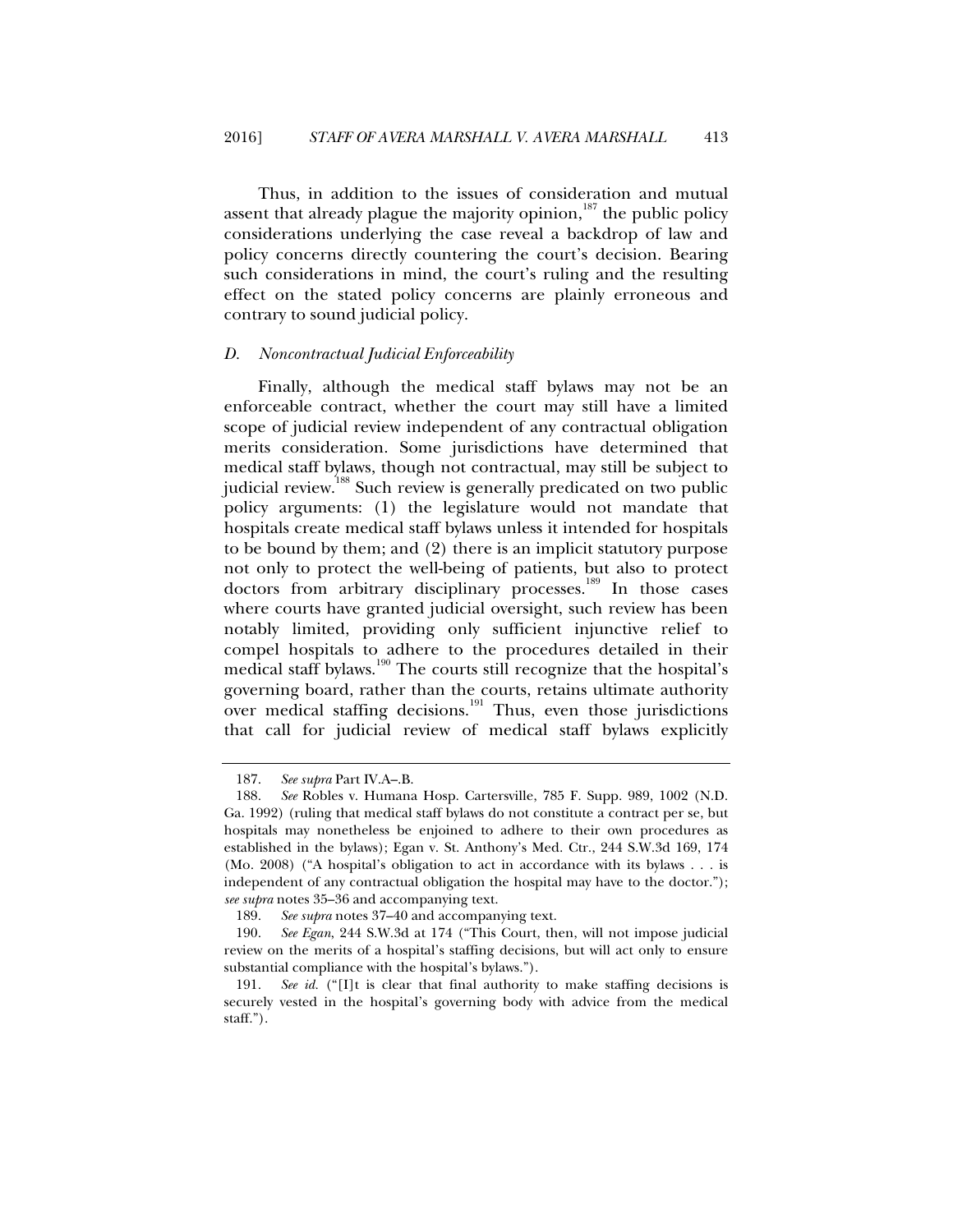Thus, in addition to the issues of consideration and mutual assent that already plague the majority opinion,[187] the public policy considerations underlying the case reveal a backdrop of law and policy concerns directly countering the court's decision. Bearing such considerations in mind, the court's ruling and the resulting effect on the stated policy concerns are plainly erroneous and contrary to sound judicial policy.

### *D. Noncontractual Judicial Enforceability*

Finally, although the medical staff bylaws may not be an enforceable contract, whether the court may still have a limited scope of judicial review independent of any contractual obligation merits consideration. Some jurisdictions have determined that medical staff bylaws, though not contractual, may still be subject to judicial review.[188] Such review is generally predicated on two public policy arguments: (1) the legislature would not mandate that hospitals create medical staff bylaws unless it intended for hospitals to be bound by them; and (2) there is an implicit statutory purpose not only to protect the well-being of patients, but also to protect doctors from arbitrary disciplinary processes.[189] In those cases where courts have granted judicial oversight, such review has been notably limited, providing only sufficient injunctive relief to compel hospitals to adhere to the procedures detailed in their medical staff bylaws.[190] The courts still recognize that the hospital's governing board, rather than the courts, retains ultimate authority over medical staffing decisions.[191] Thus, even those jurisdictions that call for judicial review of medical staff bylaws explicitly

---

187. *See supra* Part IV.A–.B.

188. *See* Robles v. Humana Hosp. Cartersville, 785 F. Supp. 989, 1002 (N.D. Ga. 1992) (ruling that medical staff bylaws do not constitute a contract per se, but hospitals may nonetheless be enjoined to adhere to their own procedures as established in the bylaws); Egan v. St. Anthony's Med. Ctr., 244 S.W.3d 169, 174 (Mo. 2008) ("A hospital's obligation to act in accordance with its bylaws . . . is independent of any contractual obligation the hospital may have to the doctor."); *see supra* notes 35–36 and accompanying text.

189. *See supra* notes 37–40 and accompanying text.

190. *See Egan*, 244 S.W.3d at 174 ("This Court, then, will not impose judicial review on the merits of a hospital's staffing decisions, but will act only to ensure substantial compliance with the hospital's bylaws.").

191. *See id.* ("[I]t is clear that final authority to make staffing decisions is securely vested in the hospital's governing body with advice from the medical staff.").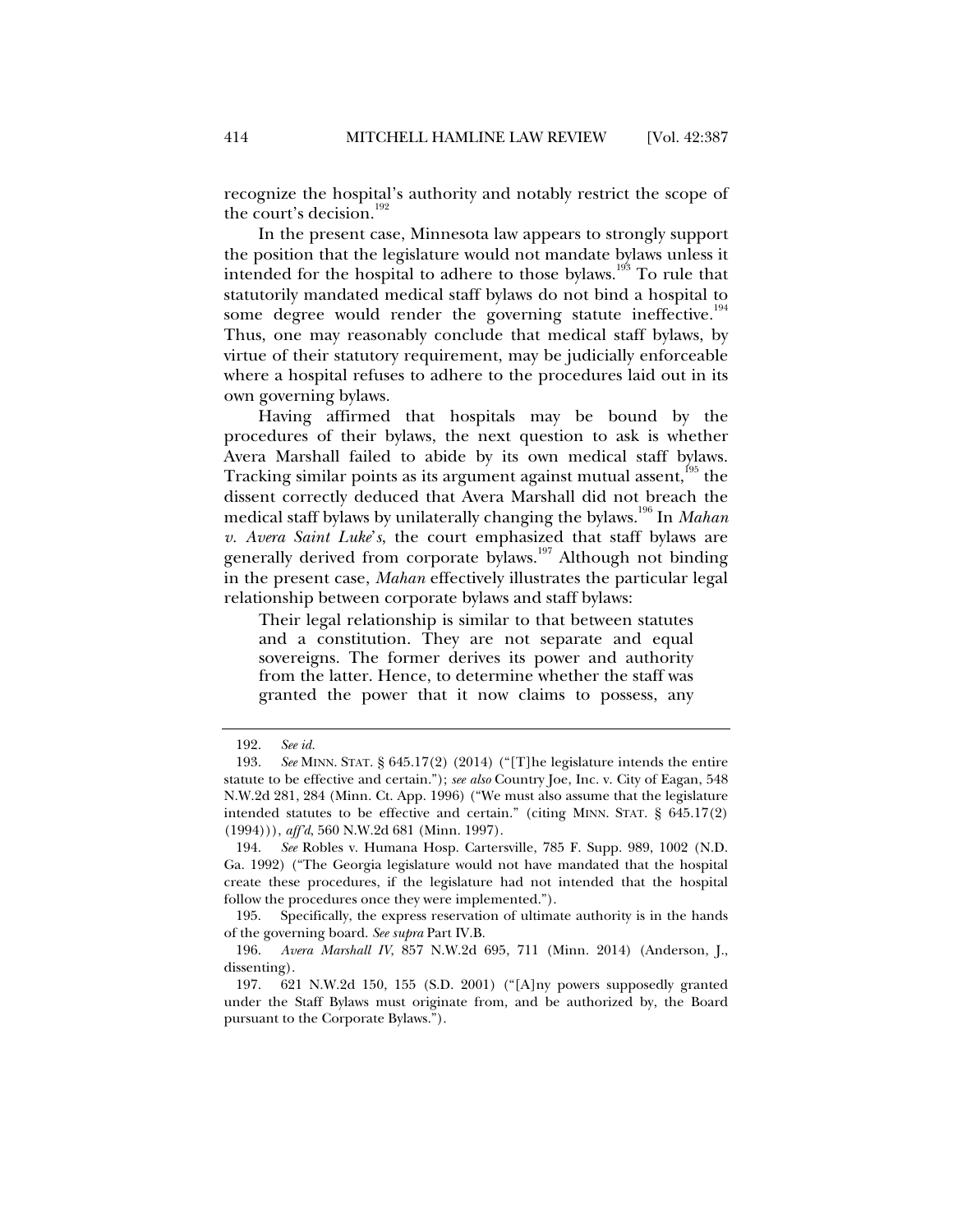recognize the hospital's authority and notably restrict the scope of the court's decision.[192]

In the present case, Minnesota law appears to strongly support the position that the legislature would not mandate bylaws unless it intended for the hospital to adhere to those bylaws.[193] To rule that statutorily mandated medical staff bylaws do not bind a hospital to some degree would render the governing statute ineffective.[194] Thus, one may reasonably conclude that medical staff bylaws, by virtue of their statutory requirement, may be judicially enforceable where a hospital refuses to adhere to the procedures laid out in its own governing bylaws.

Having affirmed that hospitals may be bound by the procedures of their bylaws, the next question to ask is whether Avera Marshall failed to abide by its own medical staff bylaws. Tracking similar points as its argument against mutual assent,[195] the dissent correctly deduced that Avera Marshall did not breach the medical staff bylaws by unilaterally changing the bylaws.[196] In *Mahan v. Avera Saint Luke's*, the court emphasized that staff bylaws are generally derived from corporate bylaws.[197] Although not binding in the present case, *Mahan* effectively illustrates the particular legal relationship between corporate bylaws and staff bylaws:

> Their legal relationship is similar to that between statutes and a constitution. They are not separate and equal sovereigns. The former derives its power and authority from the latter. Hence, to determine whether the staff was granted the power that it now claims to possess, any

---

192. *See id.*

193. *See* MINN. STAT. § 645.17(2) (2014) ("[T]he legislature intends the entire statute to be effective and certain."); *see also* Country Joe, Inc. v. City of Eagan, 548 N.W.2d 281, 284 (Minn. Ct. App. 1996) ("We must also assume that the legislature intended statutes to be effective and certain." (citing MINN. STAT. § 645.17(2) (1994))), *aff'd*, 560 N.W.2d 681 (Minn. 1997).

194. *See* Robles v. Humana Hosp. Cartersville, 785 F. Supp. 989, 1002 (N.D. Ga. 1992) ("The Georgia legislature would not have mandated that the hospital create these procedures, if the legislature had not intended that the hospital follow the procedures once they were implemented.").

195. Specifically, the express reservation of ultimate authority is in the hands of the governing board. *See supra* Part IV.B.

196. *Avera Marshall IV*, 857 N.W.2d 695, 711 (Minn. 2014) (Anderson, J., dissenting).

197. 621 N.W.2d 150, 155 (S.D. 2001) ("[A]ny powers supposedly granted under the Staff Bylaws must originate from, and be authorized by, the Board pursuant to the Corporate Bylaws.").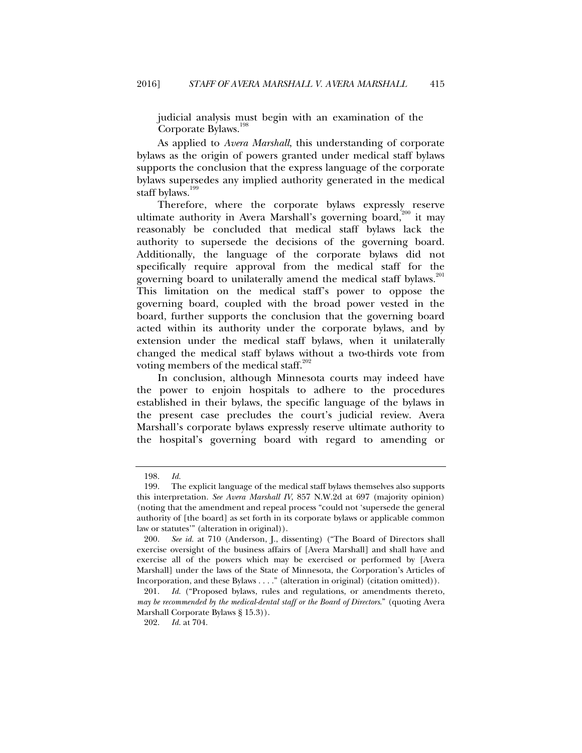judicial analysis must begin with an examination of the Corporate Bylaws.[198]

As applied to *Avera Marshall*, this understanding of corporate bylaws as the origin of powers granted under medical staff bylaws supports the conclusion that the express language of the corporate bylaws supersedes any implied authority generated in the medical staff bylaws.[199]

Therefore, where the corporate bylaws expressly reserve ultimate authority in Avera Marshall's governing board,[200] it may reasonably be concluded that medical staff bylaws lack the authority to supersede the decisions of the governing board. Additionally, the language of the corporate bylaws did not specifically require approval from the medical staff for the governing board to unilaterally amend the medical staff bylaws.[201] This limitation on the medical staff's power to oppose the governing board, coupled with the broad power vested in the board, further supports the conclusion that the governing board acted within its authority under the corporate bylaws, and by extension under the medical staff bylaws, when it unilaterally changed the medical staff bylaws without a two-thirds vote from voting members of the medical staff.[202]

In conclusion, although Minnesota courts may indeed have the power to enjoin hospitals to adhere to the procedures established in their bylaws, the specific language of the bylaws in the present case precludes the court's judicial review. Avera Marshall's corporate bylaws expressly reserve ultimate authority to the hospital's governing board with regard to amending or

---

198. *Id.*

199. The explicit language of the medical staff bylaws themselves also supports this interpretation. *See Avera Marshall IV*, 857 N.W.2d at 697 (majority opinion) (noting that the amendment and repeal process "could not 'supersede the general authority of [the board] as set forth in its corporate bylaws or applicable common law or statutes'" (alteration in original)).

200. *See id.* at 710 (Anderson, J., dissenting) ("The Board of Directors shall exercise oversight of the business affairs of [Avera Marshall] and shall have and exercise all of the powers which may be exercised or performed by [Avera Marshall] under the laws of the State of Minnesota, the Corporation's Articles of Incorporation, and these Bylaws . . . ." (alteration in original) (citation omitted)).

201. *Id.* ("Proposed bylaws, rules and regulations, or amendments thereto, *may be recommended by the medical-dental staff or the Board of Directors*." (quoting Avera Marshall Corporate Bylaws § 15.3)).

202. *Id.* at 704.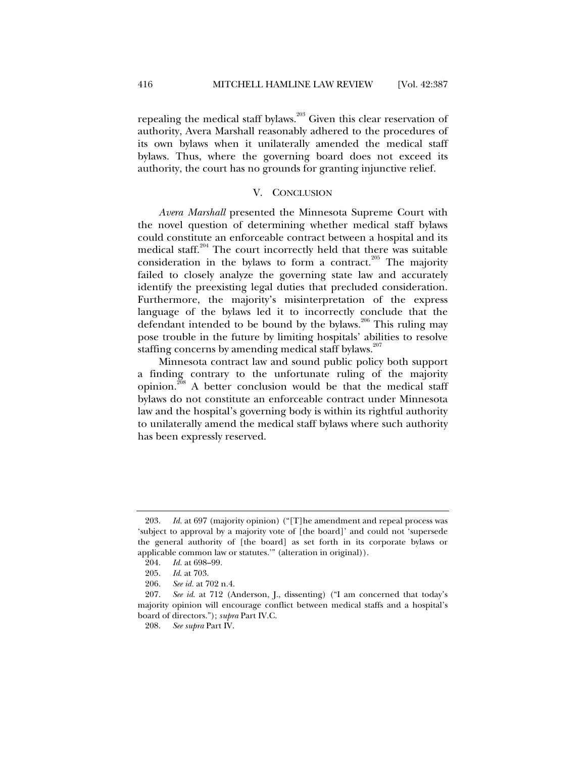repealing the medical staff bylaws.[203] Given this clear reservation of authority, Avera Marshall reasonably adhered to the procedures of its own bylaws when it unilaterally amended the medical staff bylaws. Thus, where the governing board does not exceed its authority, the court has no grounds for granting injunctive relief.

## V. CONCLUSION

*Avera Marshall* presented the Minnesota Supreme Court with the novel question of determining whether medical staff bylaws could constitute an enforceable contract between a hospital and its medical staff.[204] The court incorrectly held that there was suitable consideration in the bylaws to form a contract.[205] The majority failed to closely analyze the governing state law and accurately identify the preexisting legal duties that precluded consideration. Furthermore, the majority's misinterpretation of the express language of the bylaws led it to incorrectly conclude that the defendant intended to be bound by the bylaws.[206] This ruling may pose trouble in the future by limiting hospitals' abilities to resolve staffing concerns by amending medical staff bylaws.[207]

Minnesota contract law and sound public policy both support a finding contrary to the unfortunate ruling of the majority opinion.[208] A better conclusion would be that the medical staff bylaws do not constitute an enforceable contract under Minnesota law and the hospital's governing body is within its rightful authority to unilaterally amend the medical staff bylaws where such authority has been expressly reserved.

---

203. *Id.* at 697 (majority opinion) ("[T]he amendment and repeal process was 'subject to approval by a majority vote of [the board]' and could not 'supersede the general authority of [the board] as set forth in its corporate bylaws or applicable common law or statutes.'" (alteration in original)).

204. *Id.* at 698–99.

205. *Id.* at 703.

206. *See id.* at 702 n.4.

207. *See id.* at 712 (Anderson, J., dissenting) ("I am concerned that today's majority opinion will encourage conflict between medical staffs and a hospital's board of directors."); *supra* Part IV.C.

208. *See supra* Part IV.